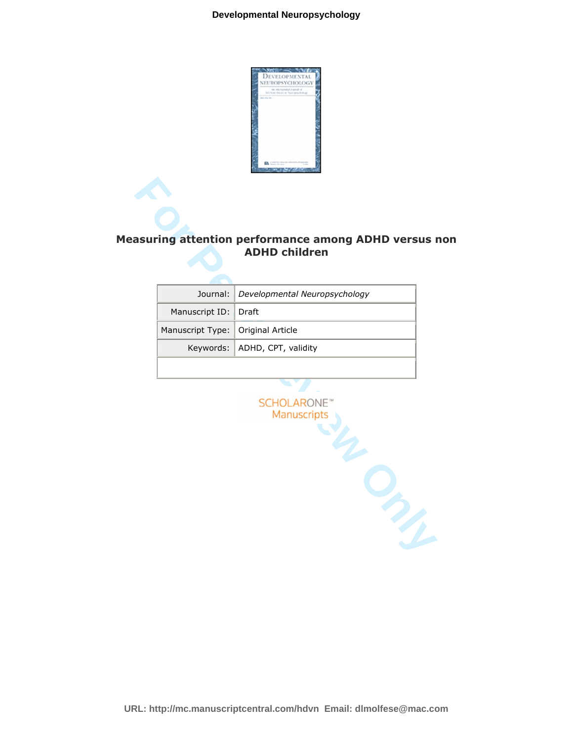# Measuring attention performance among ADHD versus non ADHD children

| Journal: | *Developmental Neuropsychology* |
|---|---|
| Manuscript ID: | Draft |
| Manuscript Type: | Original Article |
| Keywords: | ADHD, CPT, validity |

URL: http://mc.manuscriptcentral.com/hdvn Email: dlmolfese@mac.com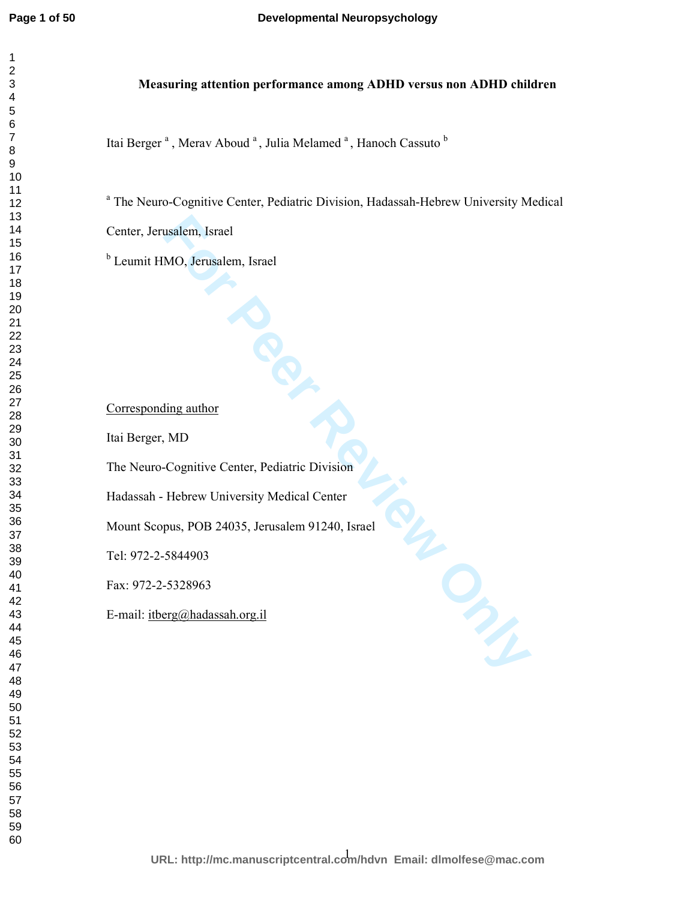# Measuring attention performance among ADHD versus non ADHD children

Itai Berger [a] , Merav Aboud [a] , Julia Melamed [a] , Hanoch Cassuto [b]

[a] The Neuro-Cognitive Center, Pediatric Division, Hadassah-Hebrew University Medical Center, Jerusalem, Israel

[b] Leumit HMO, Jerusalem, Israel

Corresponding author

Itai Berger, MD

The Neuro-Cognitive Center, Pediatric Division

Hadassah - Hebrew University Medical Center

Mount Scopus, POB 24035, Jerusalem 91240, Israel

Tel: 972-2-5844903

Fax: 972-2-5328963

E-mail: itberg@hadassah.org.il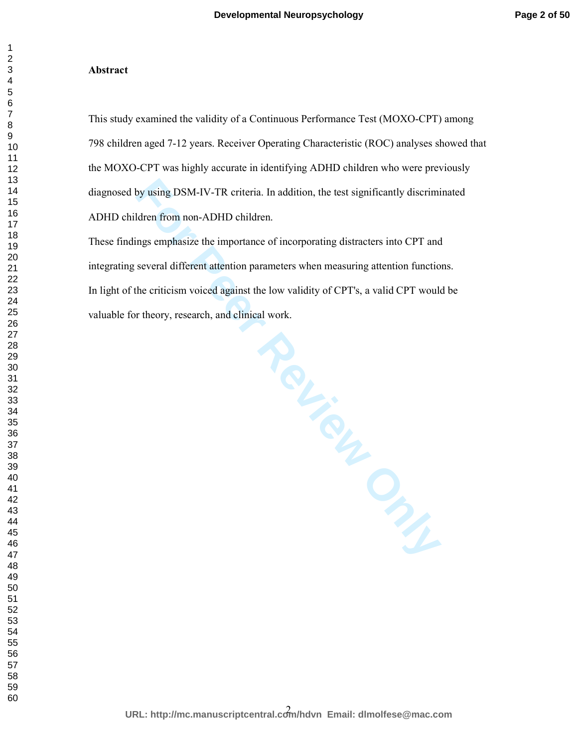**Abstract**

This study examined the validity of a Continuous Performance Test (MOXO-CPT) among 798 children aged 7-12 years. Receiver Operating Characteristic (ROC) analyses showed that the MOXO-CPT was highly accurate in identifying ADHD children who were previously diagnosed by using DSM-IV-TR criteria. In addition, the test significantly discriminated ADHD children from non-ADHD children.

These findings emphasize the importance of incorporating distracters into CPT and integrating several different attention parameters when measuring attention functions.

In light of the criticism voiced against the low validity of CPT's, a valid CPT would be valuable for theory, research, and clinical work.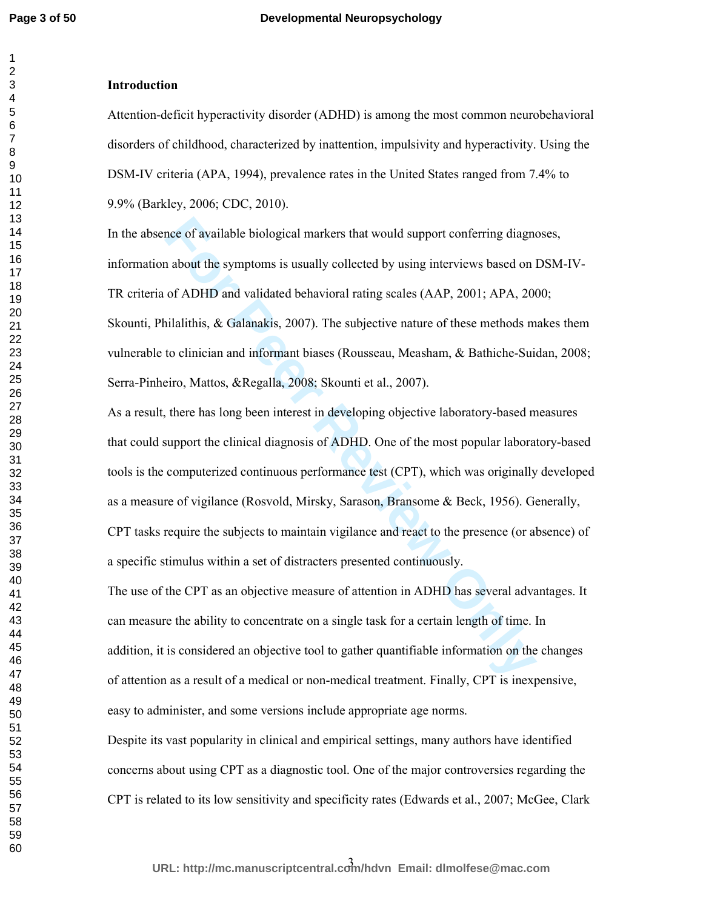## Introduction

Attention-deficit hyperactivity disorder (ADHD) is among the most common neurobehavioral disorders of childhood, characterized by inattention, impulsivity and hyperactivity. Using the DSM-IV criteria (APA, 1994), prevalence rates in the United States ranged from 7.4% to 9.9% (Barkley, 2006; CDC, 2010).

In the absence of available biological markers that would support conferring diagnoses, information about the symptoms is usually collected by using interviews based on DSM-IV-TR criteria of ADHD and validated behavioral rating scales (AAP, 2001; APA, 2000; Skounti, Philalithis, & Galanakis, 2007). The subjective nature of these methods makes them vulnerable to clinician and informant biases (Rousseau, Measham, & Bathiche-Suidan, 2008; Serra-Pinheiro, Mattos, &Regalla, 2008; Skounti et al., 2007).

As a result, there has long been interest in developing objective laboratory-based measures that could support the clinical diagnosis of ADHD. One of the most popular laboratory-based tools is the computerized continuous performance test (CPT), which was originally developed as a measure of vigilance (Rosvold, Mirsky, Sarason, Bransome & Beck, 1956). Generally, CPT tasks require the subjects to maintain vigilance and react to the presence (or absence) of a specific stimulus within a set of distracters presented continuously.

The use of the CPT as an objective measure of attention in ADHD has several advantages. It can measure the ability to concentrate on a single task for a certain length of time. In addition, it is considered an objective tool to gather quantifiable information on the changes of attention as a result of a medical or non-medical treatment. Finally, CPT is inexpensive, easy to administer, and some versions include appropriate age norms.

Despite its vast popularity in clinical and empirical settings, many authors have identified concerns about using CPT as a diagnostic tool. One of the major controversies regarding the CPT is related to its low sensitivity and specificity rates (Edwards et al., 2007; McGee, Clark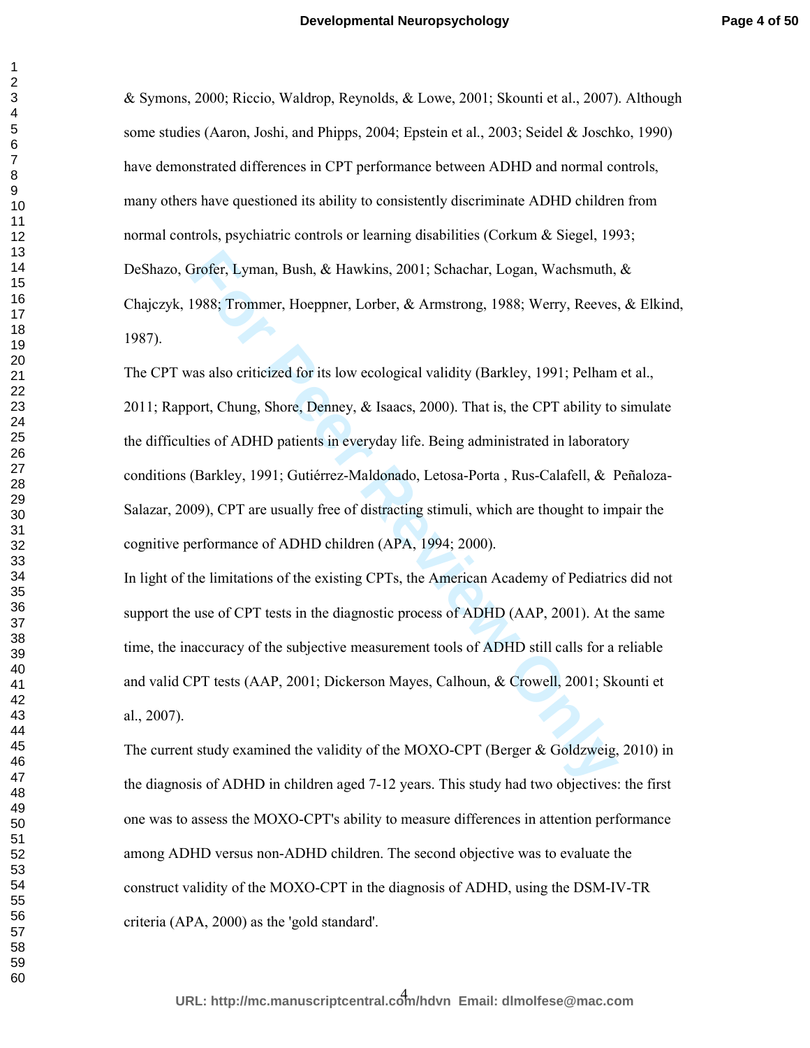& Symons, 2000; Riccio, Waldrop, Reynolds, & Lowe, 2001; Skounti et al., 2007). Although some studies (Aaron, Joshi, and Phipps, 2004; Epstein et al., 2003; Seidel & Joschko, 1990) have demonstrated differences in CPT performance between ADHD and normal controls, many others have questioned its ability to consistently discriminate ADHD children from normal controls, psychiatric controls or learning disabilities (Corkum & Siegel, 1993; DeShazo, Grofer, Lyman, Bush, & Hawkins, 2001; Schachar, Logan, Wachsmuth, & Chajczyk, 1988; Trommer, Hoeppner, Lorber, & Armstrong, 1988; Werry, Reeves, & Elkind, 1987).

The CPT was also criticized for its low ecological validity (Barkley, 1991; Pelham et al., 2011; Rapport, Chung, Shore, Denney, & Isaacs, 2000). That is, the CPT ability to simulate the difficulties of ADHD patients in everyday life. Being administrated in laboratory conditions (Barkley, 1991; Gutiérrez-Maldonado, Letosa-Porta , Rus-Calafell, & Peñaloza-Salazar, 2009), CPT are usually free of distracting stimuli, which are thought to impair the cognitive performance of ADHD children (APA, 1994; 2000).

In light of the limitations of the existing CPTs, the American Academy of Pediatrics did not support the use of CPT tests in the diagnostic process of ADHD (AAP, 2001). At the same time, the inaccuracy of the subjective measurement tools of ADHD still calls for a reliable and valid CPT tests (AAP, 2001; Dickerson Mayes, Calhoun, & Crowell, 2001; Skounti et al., 2007).

The current study examined the validity of the MOXO-CPT (Berger & Goldzweig, 2010) in the diagnosis of ADHD in children aged 7-12 years. This study had two objectives: the first one was to assess the MOXO-CPT's ability to measure differences in attention performance among ADHD versus non-ADHD children. The second objective was to evaluate the construct validity of the MOXO-CPT in the diagnosis of ADHD, using the DSM-IV-TR criteria (APA, 2000) as the 'gold standard'.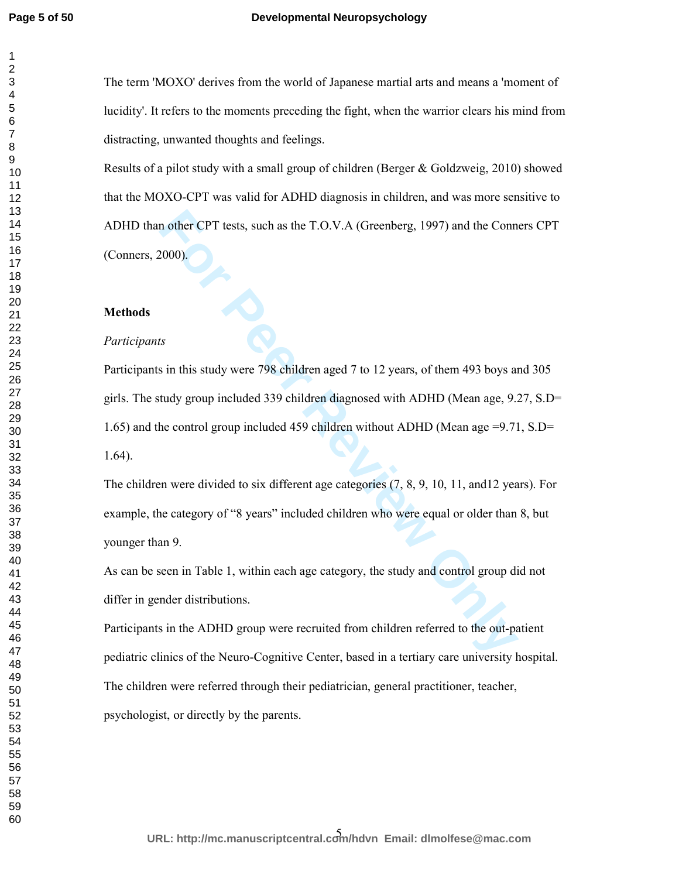The term 'MOXO' derives from the world of Japanese martial arts and means a 'moment of lucidity'. It refers to the moments preceding the fight, when the warrior clears his mind from distracting, unwanted thoughts and feelings.

Results of a pilot study with a small group of children (Berger & Goldzweig, 2010) showed that the MOXO-CPT was valid for ADHD diagnosis in children, and was more sensitive to ADHD than other CPT tests, such as the T.O.V.A (Greenberg, 1997) and the Conners CPT (Conners, 2000).

## Methods

*Participants*

Participants in this study were 798 children aged 7 to 12 years, of them 493 boys and 305 girls. The study group included 339 children diagnosed with ADHD (Mean age, 9.27, S.D= 1.65) and the control group included 459 children without ADHD (Mean age =9.71, S.D= 1.64).

The children were divided to six different age categories (7, 8, 9, 10, 11, and12 years). For example, the category of "8 years" included children who were equal or older than 8, but younger than 9.

As can be seen in Table 1, within each age category, the study and control group did not differ in gender distributions.

Participants in the ADHD group were recruited from children referred to the out-patient pediatric clinics of the Neuro-Cognitive Center, based in a tertiary care university hospital. The children were referred through their pediatrician, general practitioner, teacher, psychologist, or directly by the parents.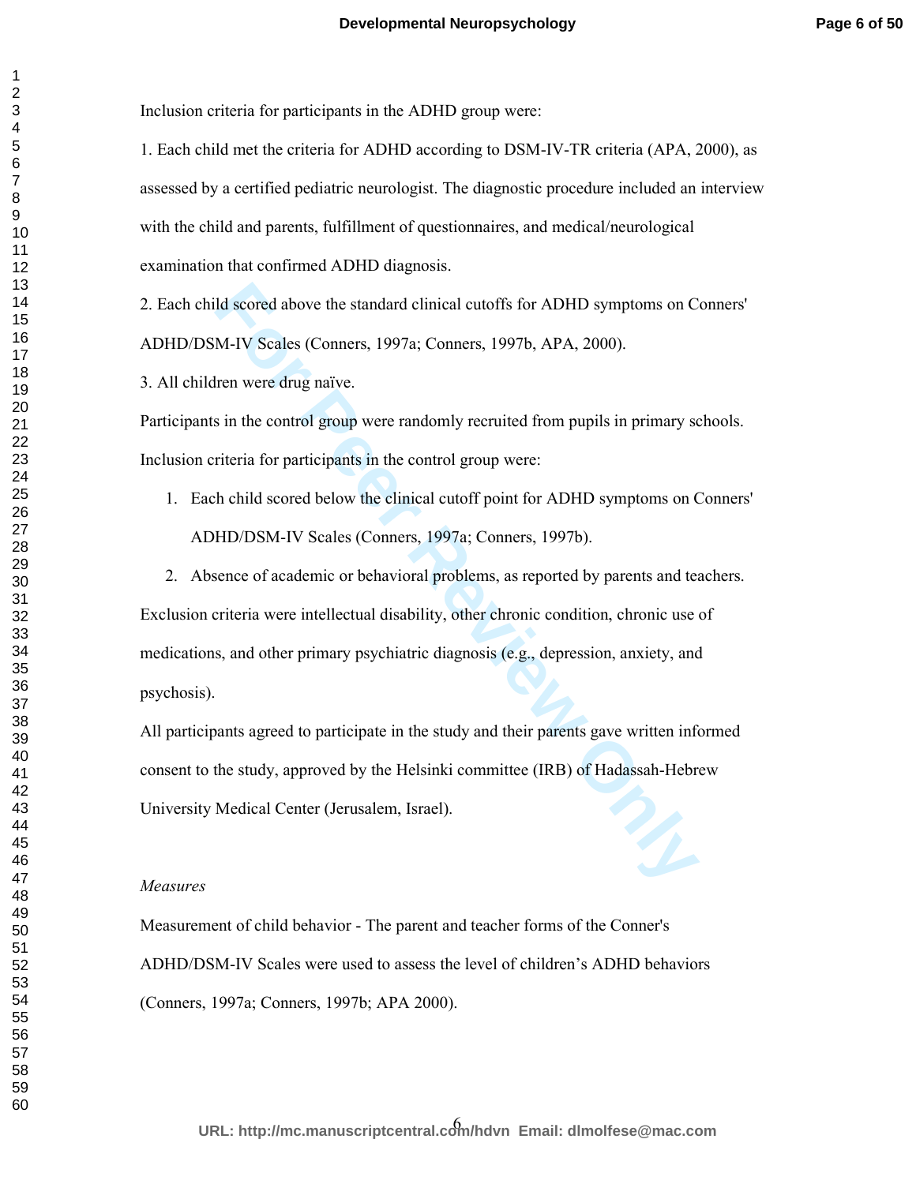Inclusion criteria for participants in the ADHD group were:

1. Each child met the criteria for ADHD according to DSM-IV-TR criteria (APA, 2000), as assessed by a certified pediatric neurologist. The diagnostic procedure included an interview with the child and parents, fulfillment of questionnaires, and medical/neurological examination that confirmed ADHD diagnosis.

2. Each child scored above the standard clinical cutoffs for ADHD symptoms on Conners' ADHD/DSM-IV Scales (Conners, 1997a; Conners, 1997b, APA, 2000).

3. All children were drug naïve.

Participants in the control group were randomly recruited from pupils in primary schools.

Inclusion criteria for participants in the control group were:

1. Each child scored below the clinical cutoff point for ADHD symptoms on Conners' ADHD/DSM-IV Scales (Conners, 1997a; Conners, 1997b).
2. Absence of academic or behavioral problems, as reported by parents and teachers.

Exclusion criteria were intellectual disability, other chronic condition, chronic use of medications, and other primary psychiatric diagnosis (e.g., depression, anxiety, and psychosis).

All participants agreed to participate in the study and their parents gave written informed consent to the study, approved by the Helsinki committee (IRB) of Hadassah-Hebrew University Medical Center (Jerusalem, Israel).

*Measures*

Measurement of child behavior - The parent and teacher forms of the Conner's ADHD/DSM-IV Scales were used to assess the level of children's ADHD behaviors (Conners, 1997a; Conners, 1997b; APA 2000).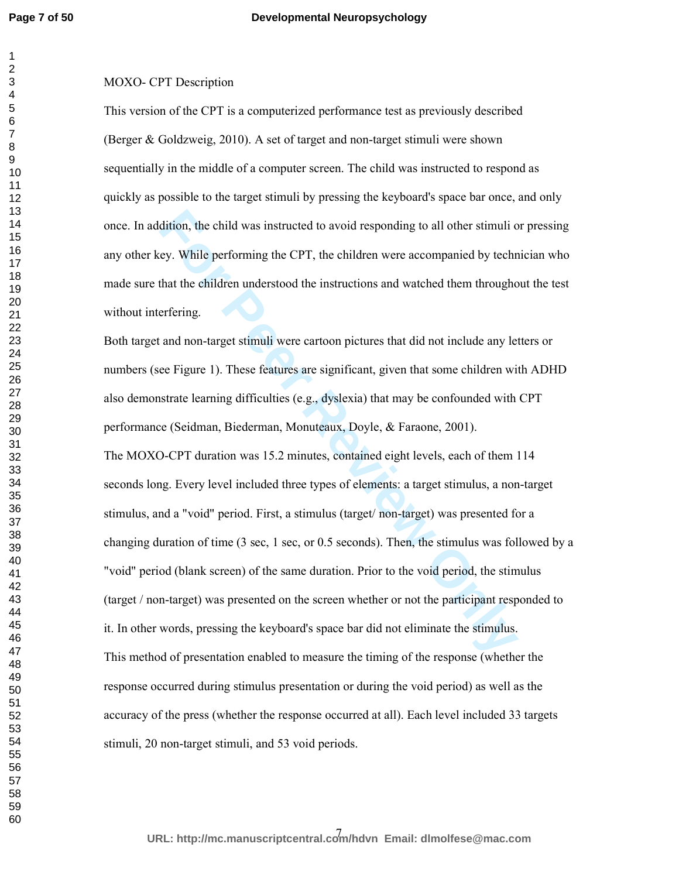MOXO- CPT Description

This version of the CPT is a computerized performance test as previously described (Berger & Goldzweig, 2010). A set of target and non-target stimuli were shown sequentially in the middle of a computer screen. The child was instructed to respond as quickly as possible to the target stimuli by pressing the keyboard's space bar once, and only once. In addition, the child was instructed to avoid responding to all other stimuli or pressing any other key. While performing the CPT, the children were accompanied by technician who made sure that the children understood the instructions and watched them throughout the test without interfering.

Both target and non-target stimuli were cartoon pictures that did not include any letters or numbers (see Figure 1). These features are significant, given that some children with ADHD also demonstrate learning difficulties (e.g., dyslexia) that may be confounded with CPT performance (Seidman, Biederman, Monuteaux, Doyle, & Faraone, 2001).

The MOXO-CPT duration was 15.2 minutes, contained eight levels, each of them 114 seconds long. Every level included three types of elements: a target stimulus, a non-target stimulus, and a "void" period. First, a stimulus (target/ non-target) was presented for a changing duration of time (3 sec, 1 sec, or 0.5 seconds). Then, the stimulus was followed by a "void" period (blank screen) of the same duration. Prior to the void period, the stimulus (target / non-target) was presented on the screen whether or not the participant responded to it. In other words, pressing the keyboard's space bar did not eliminate the stimulus.

This method of presentation enabled to measure the timing of the response (whether the response occurred during stimulus presentation or during the void period) as well as the accuracy of the press (whether the response occurred at all). Each level included 33 targets stimuli, 20 non-target stimuli, and 53 void periods.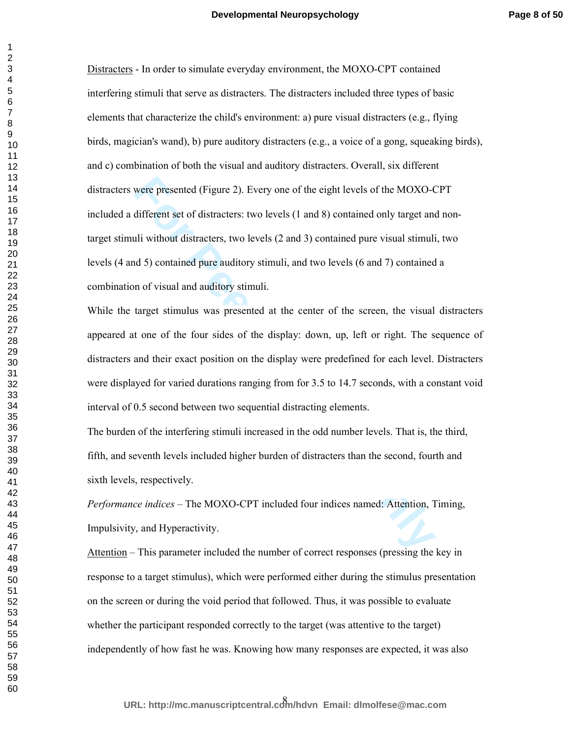Distracters - In order to simulate everyday environment, the MOXO-CPT contained interfering stimuli that serve as distracters. The distracters included three types of basic elements that characterize the child's environment: a) pure visual distracters (e.g., flying birds, magician's wand), b) pure auditory distracters (e.g., a voice of a gong, squeaking birds), and c) combination of both the visual and auditory distracters. Overall, six different distracters were presented (Figure 2). Every one of the eight levels of the MOXO-CPT included a different set of distracters: two levels (1 and 8) contained only target and non-target stimuli without distracters, two levels (2 and 3) contained pure visual stimuli, two levels (4 and 5) contained pure auditory stimuli, and two levels (6 and 7) contained a combination of visual and auditory stimuli.

While the target stimulus was presented at the center of the screen, the visual distracters appeared at one of the four sides of the display: down, up, left or right. The sequence of distracters and their exact position on the display were predefined for each level. Distracters were displayed for varied durations ranging from for 3.5 to 14.7 seconds, with a constant void interval of 0.5 second between two sequential distracting elements.

The burden of the interfering stimuli increased in the odd number levels. That is, the third, fifth, and seventh levels included higher burden of distracters than the second, fourth and sixth levels, respectively.

*Performance indices* – The MOXO-CPT included four indices named: Attention, Timing, Impulsivity, and Hyperactivity.

Attention – This parameter included the number of correct responses (pressing the key in response to a target stimulus), which were performed either during the stimulus presentation on the screen or during the void period that followed. Thus, it was possible to evaluate whether the participant responded correctly to the target (was attentive to the target) independently of how fast he was. Knowing how many responses are expected, it was also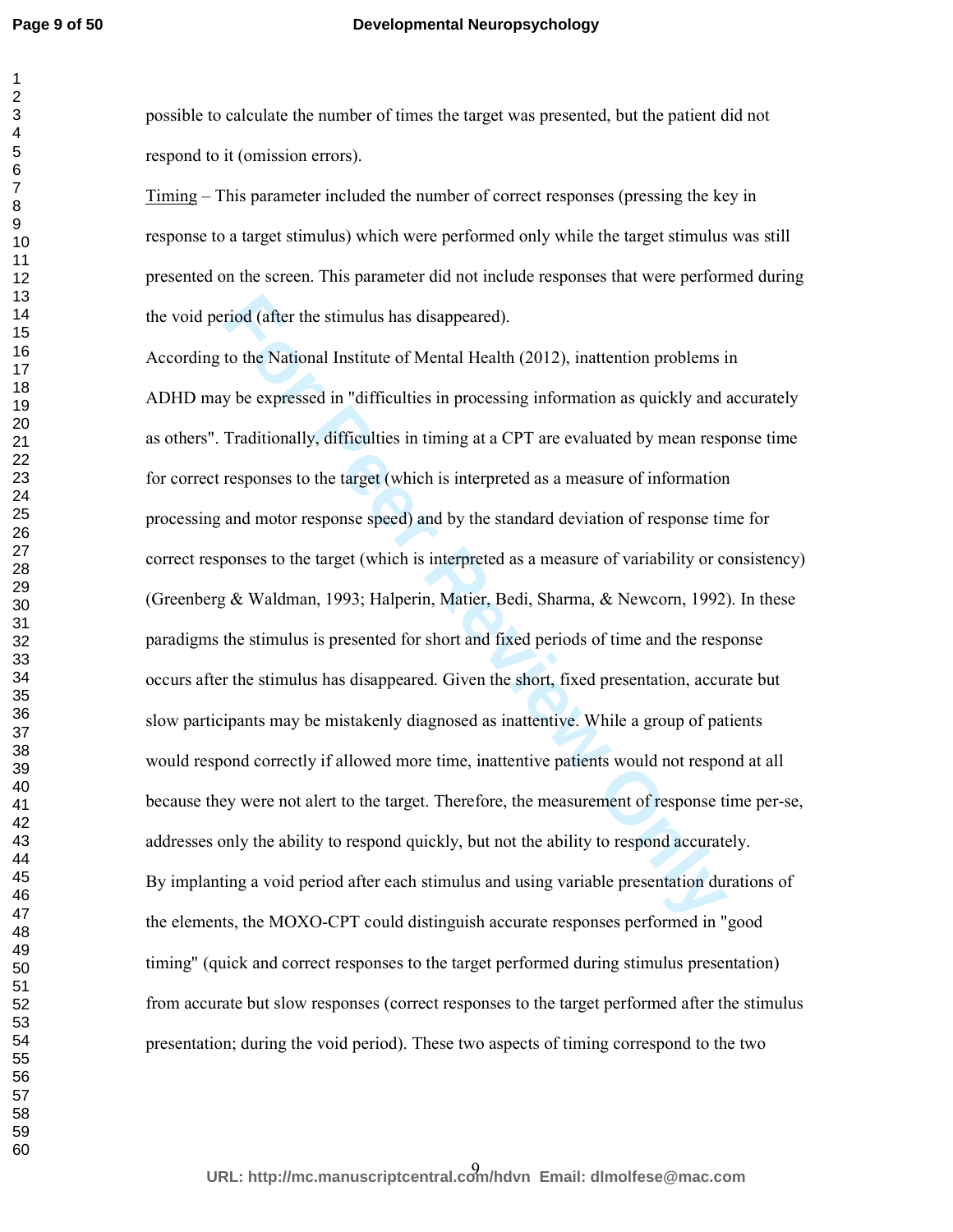possible to calculate the number of times the target was presented, but the patient did not respond to it (omission errors).

<u>Timing</u> – This parameter included the number of correct responses (pressing the key in response to a target stimulus) which were performed only while the target stimulus was still presented on the screen. This parameter did not include responses that were performed during the void period (after the stimulus has disappeared).

According to the National Institute of Mental Health (2012), inattention problems in ADHD may be expressed in "difficulties in processing information as quickly and accurately as others". Traditionally, difficulties in timing at a CPT are evaluated by mean response time for correct responses to the target (which is interpreted as a measure of information processing and motor response speed) and by the standard deviation of response time for correct responses to the target (which is interpreted as a measure of variability or consistency) (Greenberg & Waldman, 1993; Halperin, Matier, Bedi, Sharma, & Newcorn, 1992). In these paradigms the stimulus is presented for short and fixed periods of time and the response occurs after the stimulus has disappeared. Given the short, fixed presentation, accurate but slow participants may be mistakenly diagnosed as inattentive. While a group of patients would respond correctly if allowed more time, inattentive patients would not respond at all because they were not alert to the target. Therefore, the measurement of response time per-se, addresses only the ability to respond quickly, but not the ability to respond accurately.

By implanting a void period after each stimulus and using variable presentation durations of the elements, the MOXO-CPT could distinguish accurate responses performed in "good timing" (quick and correct responses to the target performed during stimulus presentation) from accurate but slow responses (correct responses to the target performed after the stimulus presentation; during the void period). These two aspects of timing correspond to the two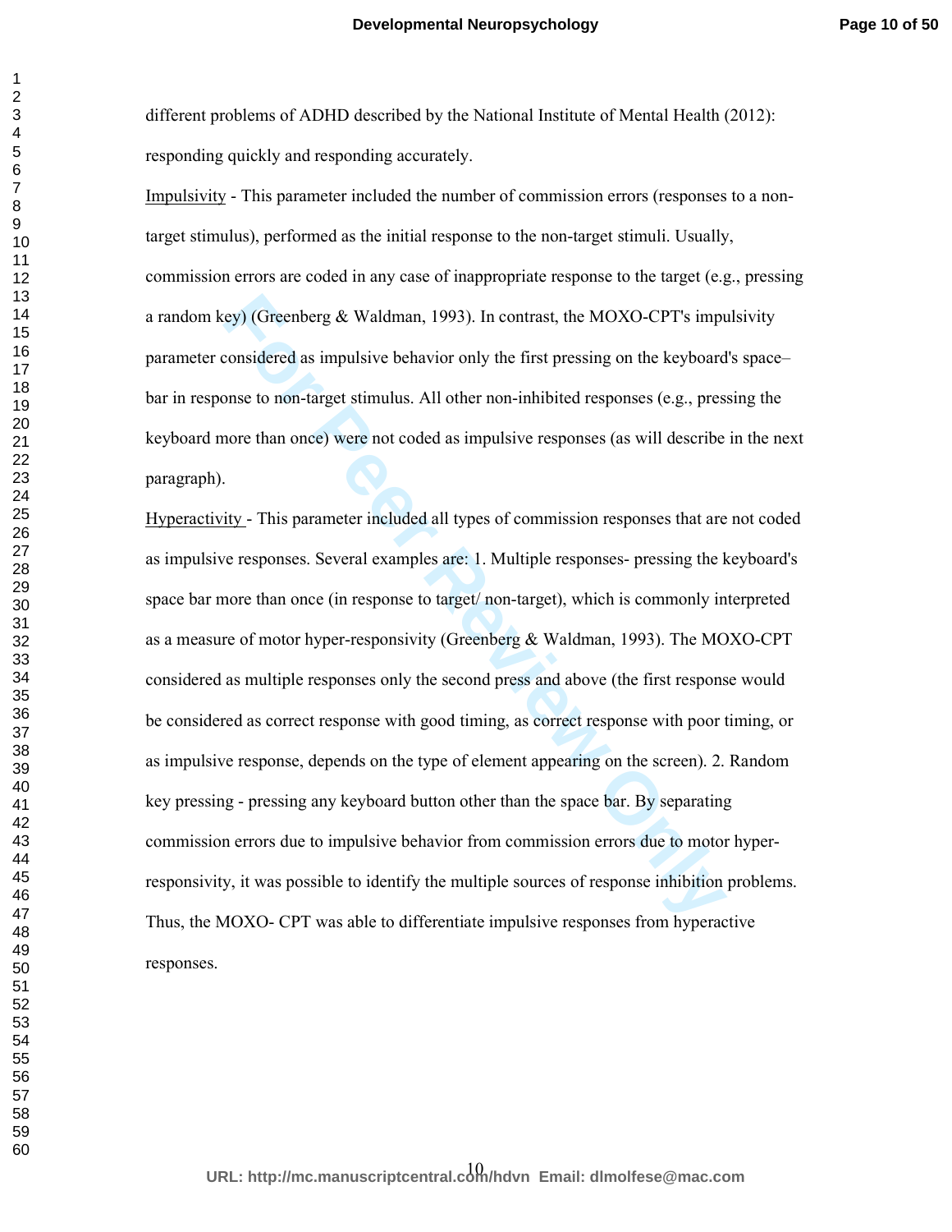different problems of ADHD described by the National Institute of Mental Health (2012): responding quickly and responding accurately.

Impulsivity - This parameter included the number of commission errors (responses to a non-target stimulus), performed as the initial response to the non-target stimuli. Usually, commission errors are coded in any case of inappropriate response to the target (e.g., pressing a random key) (Greenberg & Waldman, 1993). In contrast, the MOXO-CPT's impulsivity parameter considered as impulsive behavior only the first pressing on the keyboard's space–bar in response to non-target stimulus. All other non-inhibited responses (e.g., pressing the keyboard more than once) were not coded as impulsive responses (as will describe in the next paragraph).

Hyperactivity - This parameter included all types of commission responses that are not coded as impulsive responses. Several examples are: 1. Multiple responses- pressing the keyboard's space bar more than once (in response to target/ non-target), which is commonly interpreted as a measure of motor hyper-responsivity (Greenberg & Waldman, 1993). The MOXO-CPT considered as multiple responses only the second press and above (the first response would be considered as correct response with good timing, as correct response with poor timing, or as impulsive response, depends on the type of element appearing on the screen). 2. Random key pressing - pressing any keyboard button other than the space bar. By separating commission errors due to impulsive behavior from commission errors due to motor hyper-responsivity, it was possible to identify the multiple sources of response inhibition problems. Thus, the MOXO- CPT was able to differentiate impulsive responses from hyperactive responses.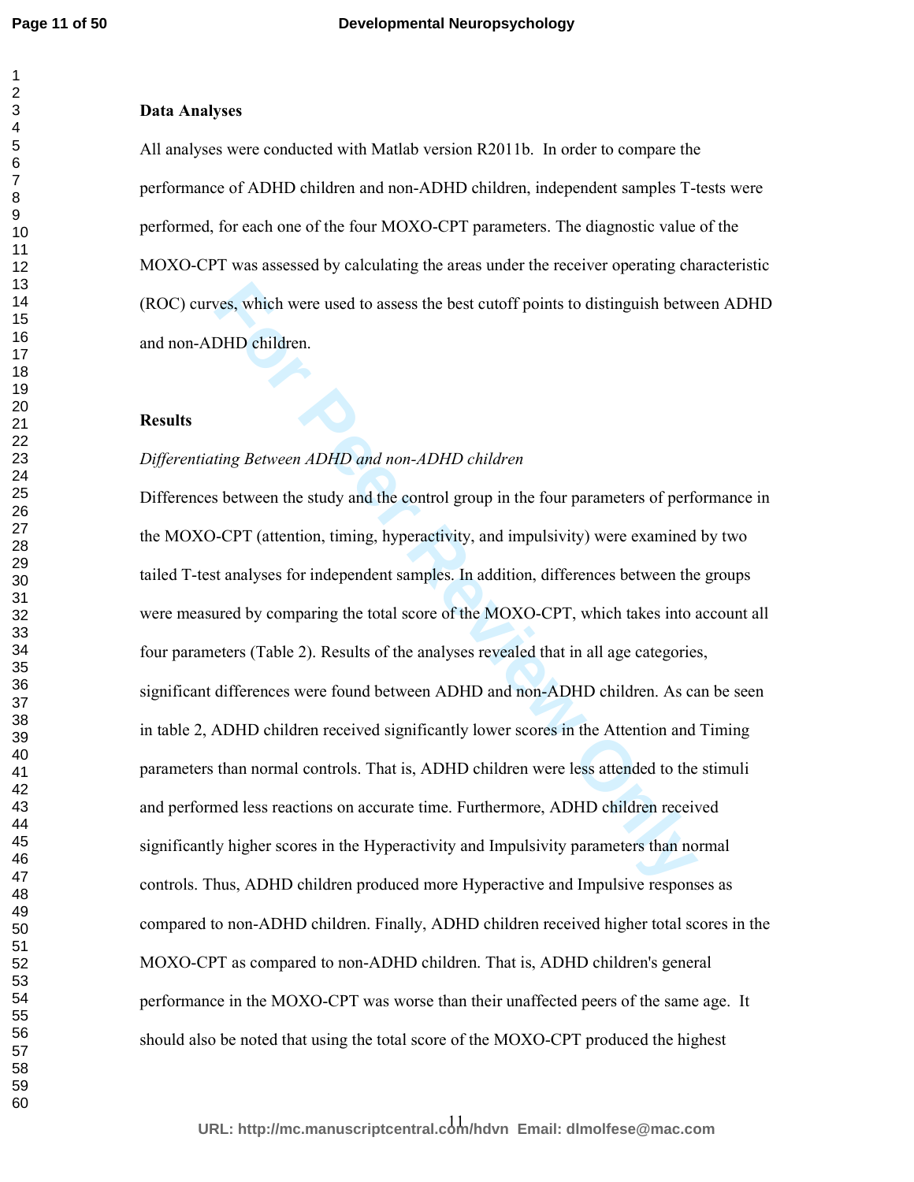**Data Analyses**

All analyses were conducted with Matlab version R2011b. In order to compare the performance of ADHD children and non-ADHD children, independent samples T-tests were performed, for each one of the four MOXO-CPT parameters. The diagnostic value of the MOXO-CPT was assessed by calculating the areas under the receiver operating characteristic (ROC) curves, which were used to assess the best cutoff points to distinguish between ADHD and non-ADHD children.

**Results**

*Differentiating Between ADHD and non-ADHD children*

Differences between the study and the control group in the four parameters of performance in the MOXO-CPT (attention, timing, hyperactivity, and impulsivity) were examined by two tailed T-test analyses for independent samples. In addition, differences between the groups were measured by comparing the total score of the MOXO-CPT, which takes into account all four parameters (Table 2). Results of the analyses revealed that in all age categories, significant differences were found between ADHD and non-ADHD children. As can be seen in table 2, ADHD children received significantly lower scores in the Attention and Timing parameters than normal controls. That is, ADHD children were less attended to the stimuli and performed less reactions on accurate time. Furthermore, ADHD children received significantly higher scores in the Hyperactivity and Impulsivity parameters than normal controls. Thus, ADHD children produced more Hyperactive and Impulsive responses as compared to non-ADHD children. Finally, ADHD children received higher total scores in the MOXO-CPT as compared to non-ADHD children. That is, ADHD children's general performance in the MOXO-CPT was worse than their unaffected peers of the same age. It should also be noted that using the total score of the MOXO-CPT produced the highest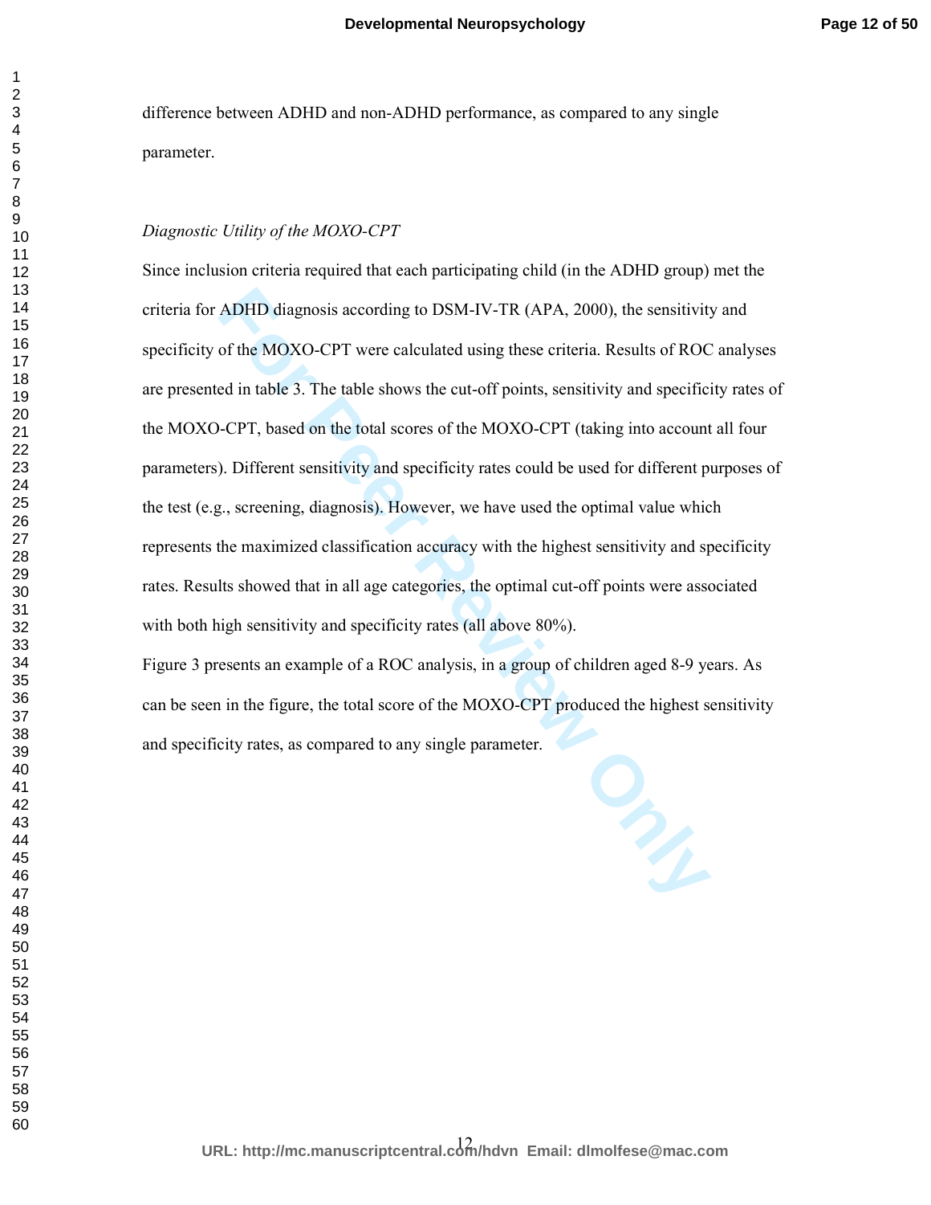difference between ADHD and non-ADHD performance, as compared to any single parameter.

*Diagnostic Utility of the MOXO-CPT*

Since inclusion criteria required that each participating child (in the ADHD group) met the criteria for ADHD diagnosis according to DSM-IV-TR (APA, 2000), the sensitivity and specificity of the MOXO-CPT were calculated using these criteria. Results of ROC analyses are presented in table 3. The table shows the cut-off points, sensitivity and specificity rates of the MOXO-CPT, based on the total scores of the MOXO-CPT (taking into account all four parameters). Different sensitivity and specificity rates could be used for different purposes of the test (e.g., screening, diagnosis). However, we have used the optimal value which represents the maximized classification accuracy with the highest sensitivity and specificity rates. Results showed that in all age categories, the optimal cut-off points were associated with both high sensitivity and specificity rates (all above 80%).

Figure 3 presents an example of a ROC analysis, in a group of children aged 8-9 years. As can be seen in the figure, the total score of the MOXO-CPT produced the highest sensitivity and specificity rates, as compared to any single parameter.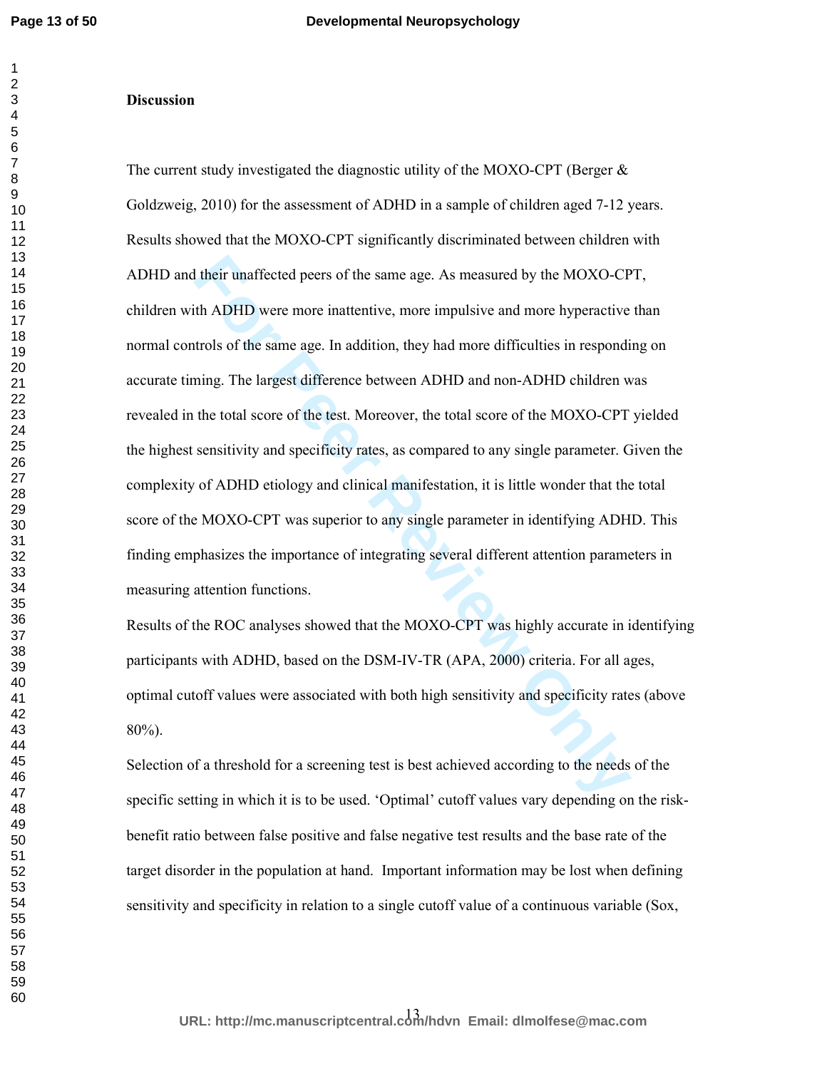**Discussion**

The current study investigated the diagnostic utility of the MOXO-CPT (Berger & Goldzweig, 2010) for the assessment of ADHD in a sample of children aged 7-12 years. Results showed that the MOXO-CPT significantly discriminated between children with ADHD and their unaffected peers of the same age. As measured by the MOXO-CPT, children with ADHD were more inattentive, more impulsive and more hyperactive than normal controls of the same age. In addition, they had more difficulties in responding on accurate timing. The largest difference between ADHD and non-ADHD children was revealed in the total score of the test. Moreover, the total score of the MOXO-CPT yielded the highest sensitivity and specificity rates, as compared to any single parameter. Given the complexity of ADHD etiology and clinical manifestation, it is little wonder that the total score of the MOXO-CPT was superior to any single parameter in identifying ADHD. This finding emphasizes the importance of integrating several different attention parameters in measuring attention functions.

Results of the ROC analyses showed that the MOXO-CPT was highly accurate in identifying participants with ADHD, based on the DSM-IV-TR (APA, 2000) criteria. For all ages, optimal cutoff values were associated with both high sensitivity and specificity rates (above 80%).

Selection of a threshold for a screening test is best achieved according to the needs of the specific setting in which it is to be used. 'Optimal' cutoff values vary depending on the risk-benefit ratio between false positive and false negative test results and the base rate of the target disorder in the population at hand. Important information may be lost when defining sensitivity and specificity in relation to a single cutoff value of a continuous variable (Sox,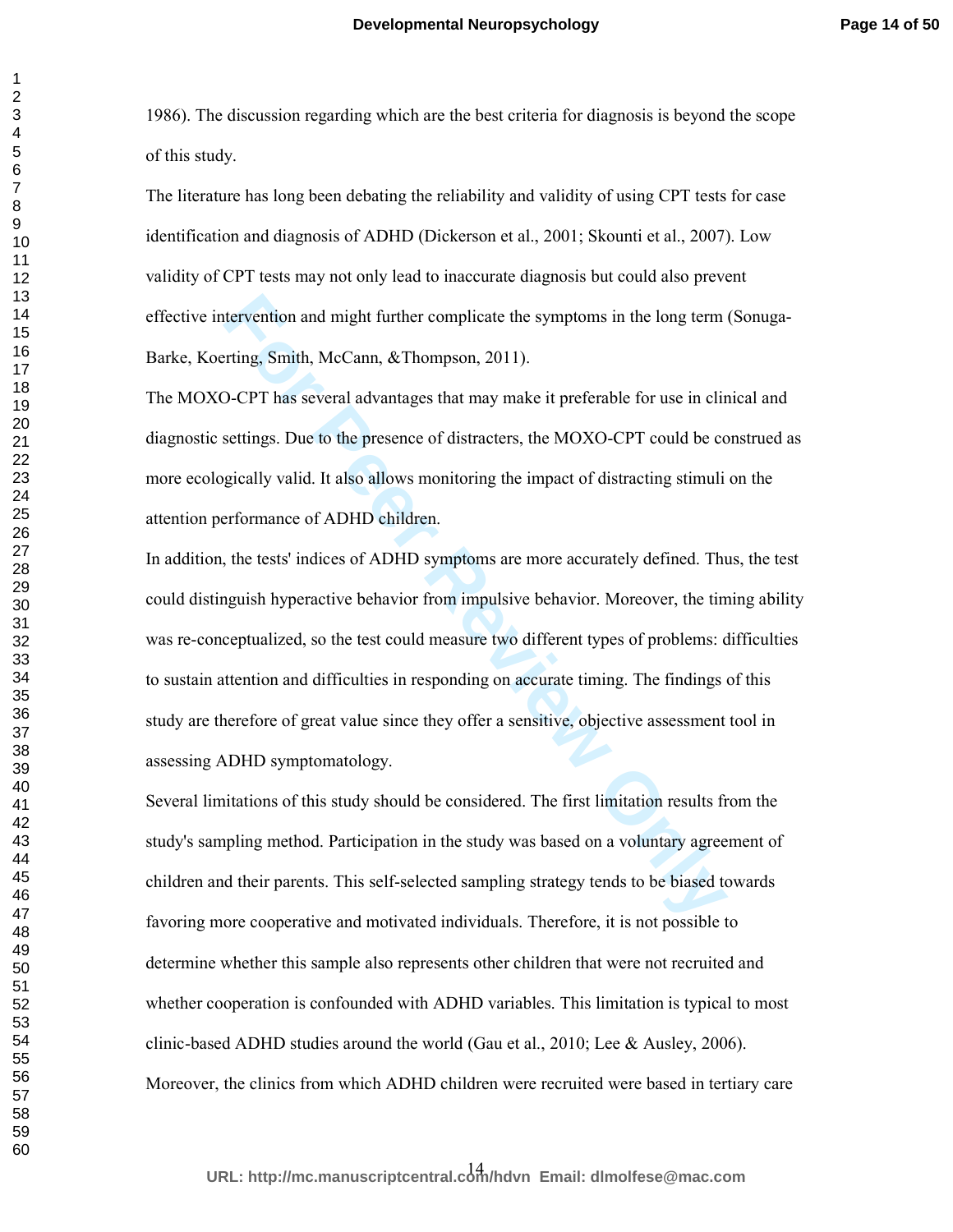1986). The discussion regarding which are the best criteria for diagnosis is beyond the scope of this study.

The literature has long been debating the reliability and validity of using CPT tests for case identification and diagnosis of ADHD (Dickerson et al., 2001; Skounti et al., 2007). Low validity of CPT tests may not only lead to inaccurate diagnosis but could also prevent effective intervention and might further complicate the symptoms in the long term (Sonuga-Barke, Koerting, Smith, McCann, &Thompson, 2011).

The MOXO-CPT has several advantages that may make it preferable for use in clinical and diagnostic settings. Due to the presence of distracters, the MOXO-CPT could be construed as more ecologically valid. It also allows monitoring the impact of distracting stimuli on the attention performance of ADHD children.

In addition, the tests' indices of ADHD symptoms are more accurately defined. Thus, the test could distinguish hyperactive behavior from impulsive behavior. Moreover, the timing ability was re-conceptualized, so the test could measure two different types of problems: difficulties to sustain attention and difficulties in responding on accurate timing. The findings of this study are therefore of great value since they offer a sensitive, objective assessment tool in assessing ADHD symptomatology.

Several limitations of this study should be considered. The first limitation results from the study's sampling method. Participation in the study was based on a voluntary agreement of children and their parents. This self-selected sampling strategy tends to be biased towards favoring more cooperative and motivated individuals. Therefore, it is not possible to determine whether this sample also represents other children that were not recruited and whether cooperation is confounded with ADHD variables. This limitation is typical to most clinic-based ADHD studies around the world (Gau et al., 2010; Lee & Ausley, 2006). Moreover, the clinics from which ADHD children were recruited were based in tertiary care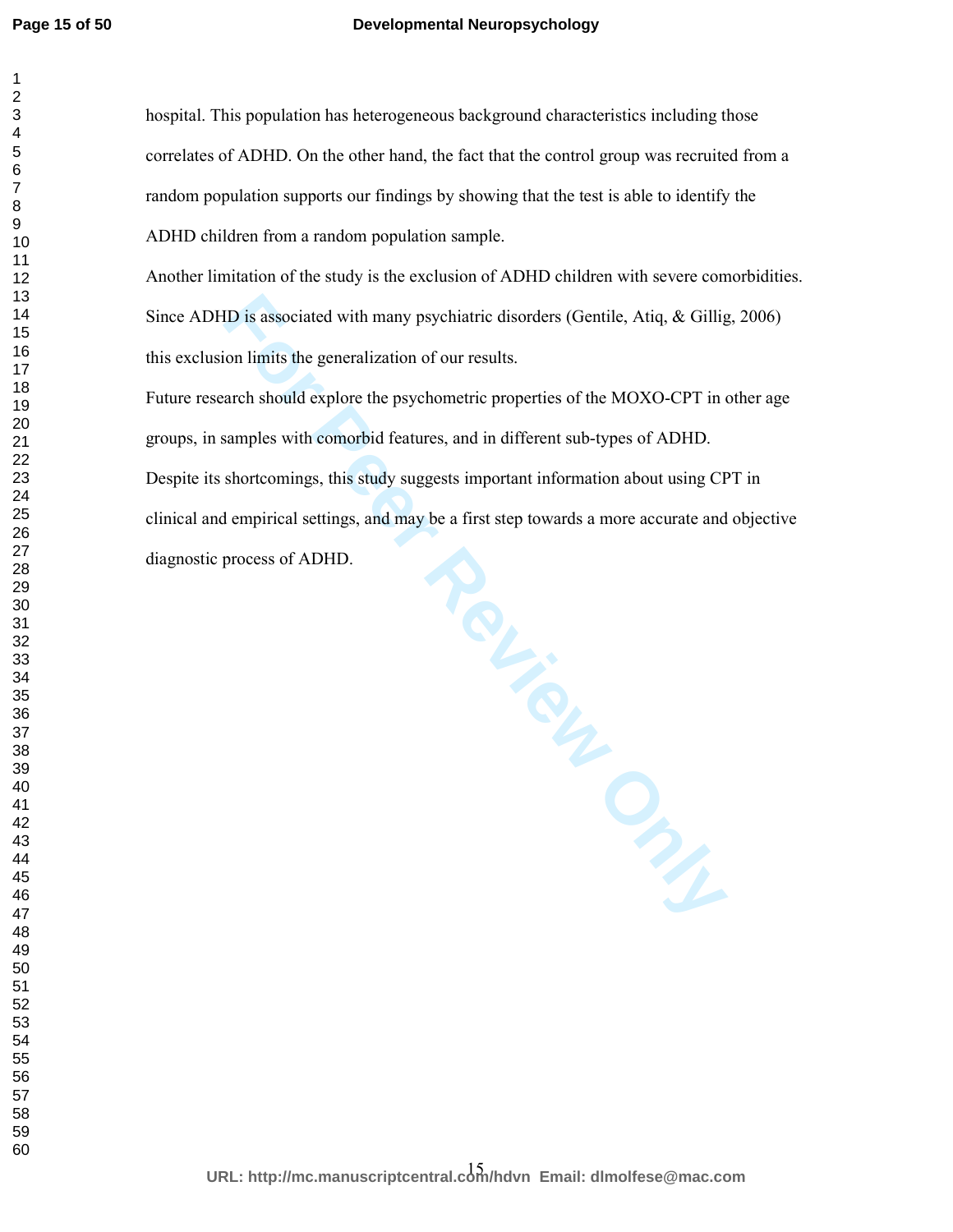hospital. This population has heterogeneous background characteristics including those correlates of ADHD. On the other hand, the fact that the control group was recruited from a random population supports our findings by showing that the test is able to identify the ADHD children from a random population sample.

Another limitation of the study is the exclusion of ADHD children with severe comorbidities. Since ADHD is associated with many psychiatric disorders (Gentile, Atiq, & Gillig, 2006) this exclusion limits the generalization of our results.

Future research should explore the psychometric properties of the MOXO-CPT in other age groups, in samples with comorbid features, and in different sub-types of ADHD.

Despite its shortcomings, this study suggests important information about using CPT in clinical and empirical settings, and may be a first step towards a more accurate and objective diagnostic process of ADHD.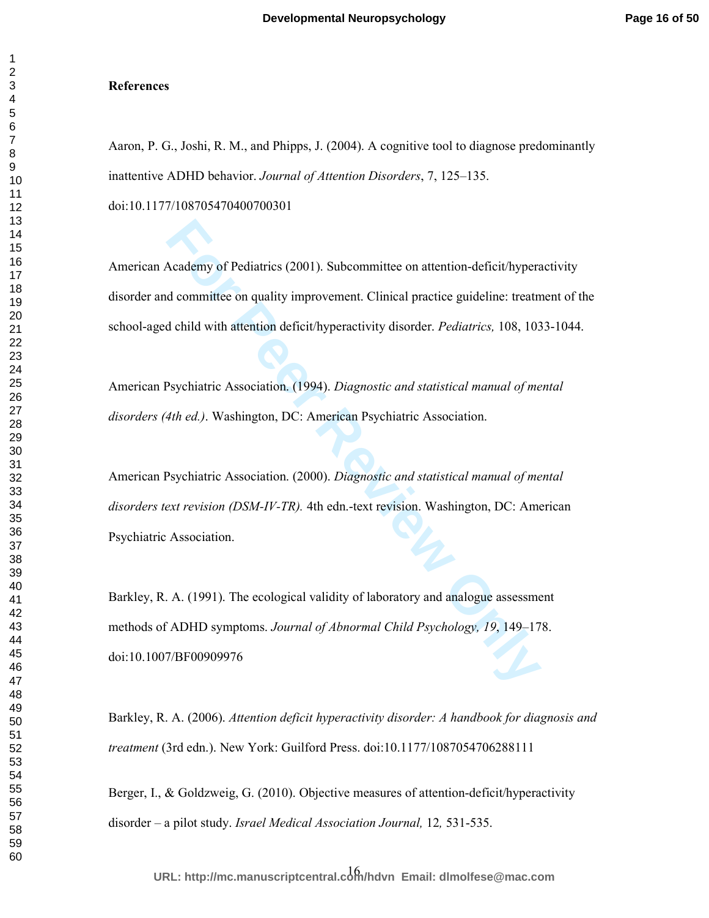**References**

Aaron, P. G., Joshi, R. M., and Phipps, J. (2004). A cognitive tool to diagnose predominantly inattentive ADHD behavior. *Journal of Attention Disorders*, 7, 125–135. doi:10.1177/108705470400700301

American Academy of Pediatrics (2001). Subcommittee on attention-deficit/hyperactivity disorder and committee on quality improvement. Clinical practice guideline: treatment of the school-aged child with attention deficit/hyperactivity disorder. *Pediatrics,* 108, 1033-1044.

American Psychiatric Association. (1994). *Diagnostic and statistical manual of mental disorders (4th ed.)*. Washington, DC: American Psychiatric Association.

American Psychiatric Association. (2000). *Diagnostic and statistical manual of mental disorders text revision (DSM-IV-TR).* 4th edn.-text revision. Washington, DC: American Psychiatric Association.

Barkley, R. A. (1991). The ecological validity of laboratory and analogue assessment methods of ADHD symptoms. *Journal of Abnormal Child Psychology, 19*, 149–178. doi:10.1007/BF00909976

Barkley, R. A. (2006). *Attention deficit hyperactivity disorder: A handbook for diagnosis and treatment* (3rd edn.). New York: Guilford Press. doi:10.1177/1087054706288111

Berger, I., & Goldzweig, G. (2010). Objective measures of attention-deficit/hyperactivity disorder – a pilot study. *Israel Medical Association Journal,* 12*,* 531-535.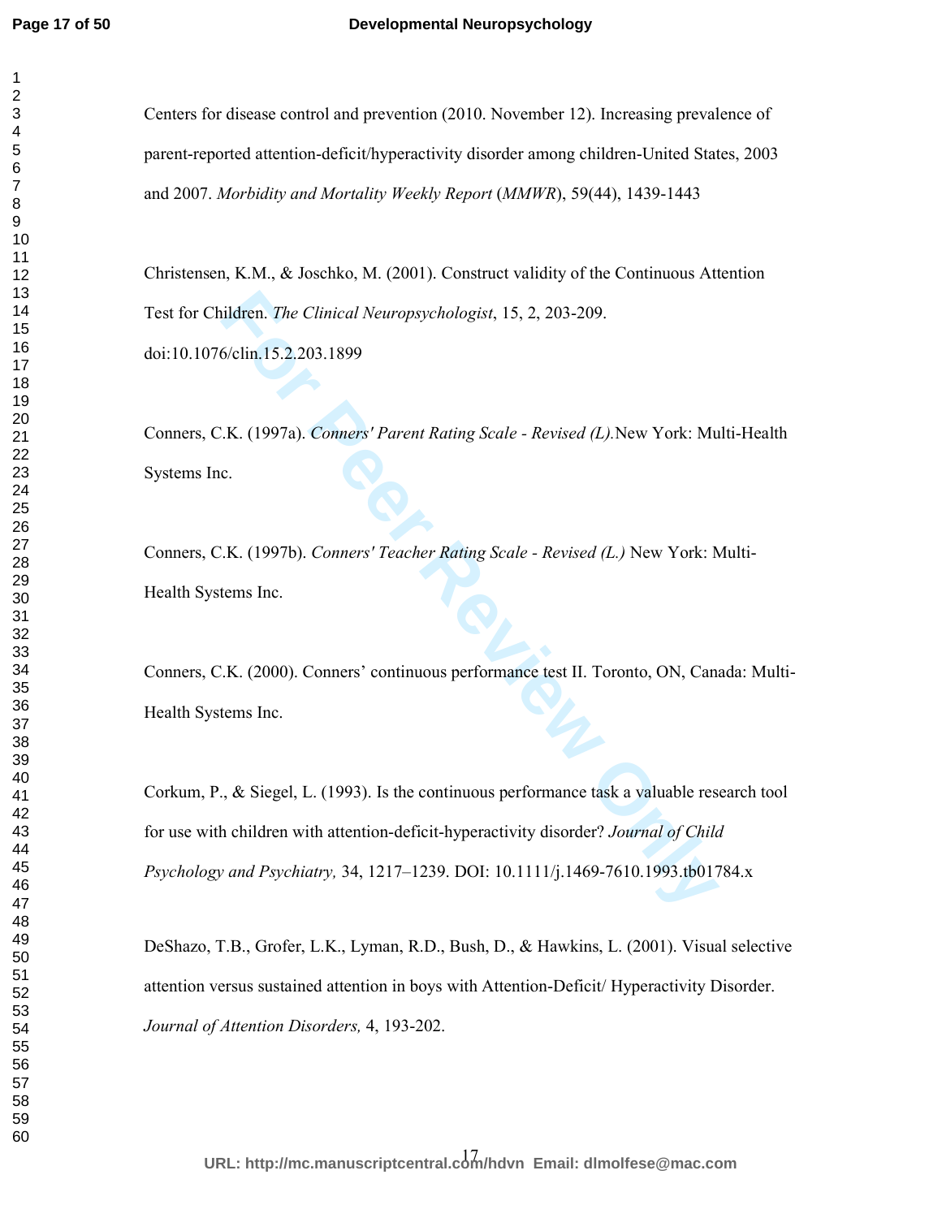Centers for disease control and prevention (2010. November 12). Increasing prevalence of parent-reported attention-deficit/hyperactivity disorder among children-United States, 2003 and 2007. *Morbidity and Mortality Weekly Report* (*MMWR*), 59(44), 1439-1443

Christensen, K.M., & Joschko, M. (2001). Construct validity of the Continuous Attention Test for Children. *The Clinical Neuropsychologist*, 15, 2, 203-209. doi:10.1076/clin.15.2.203.1899

Conners, C.K. (1997a). *Conners' Parent Rating Scale - Revised (L).*New York: Multi-Health Systems Inc.

Conners, C.K. (1997b). *Conners' Teacher Rating Scale - Revised (L.)* New York: Multi-Health Systems Inc.

Conners, C.K. (2000). Conners' continuous performance test II. Toronto, ON, Canada: Multi-Health Systems Inc.

Corkum, P., & Siegel, L. (1993). Is the continuous performance task a valuable research tool for use with children with attention-deficit-hyperactivity disorder? *Journal of Child Psychology and Psychiatry,* 34, 1217–1239. DOI: 10.1111/j.1469-7610.1993.tb01784.x

DeShazo, T.B., Grofer, L.K., Lyman, R.D., Bush, D., & Hawkins, L. (2001). Visual selective attention versus sustained attention in boys with Attention-Deficit/ Hyperactivity Disorder. *Journal of Attention Disorders,* 4, 193-202.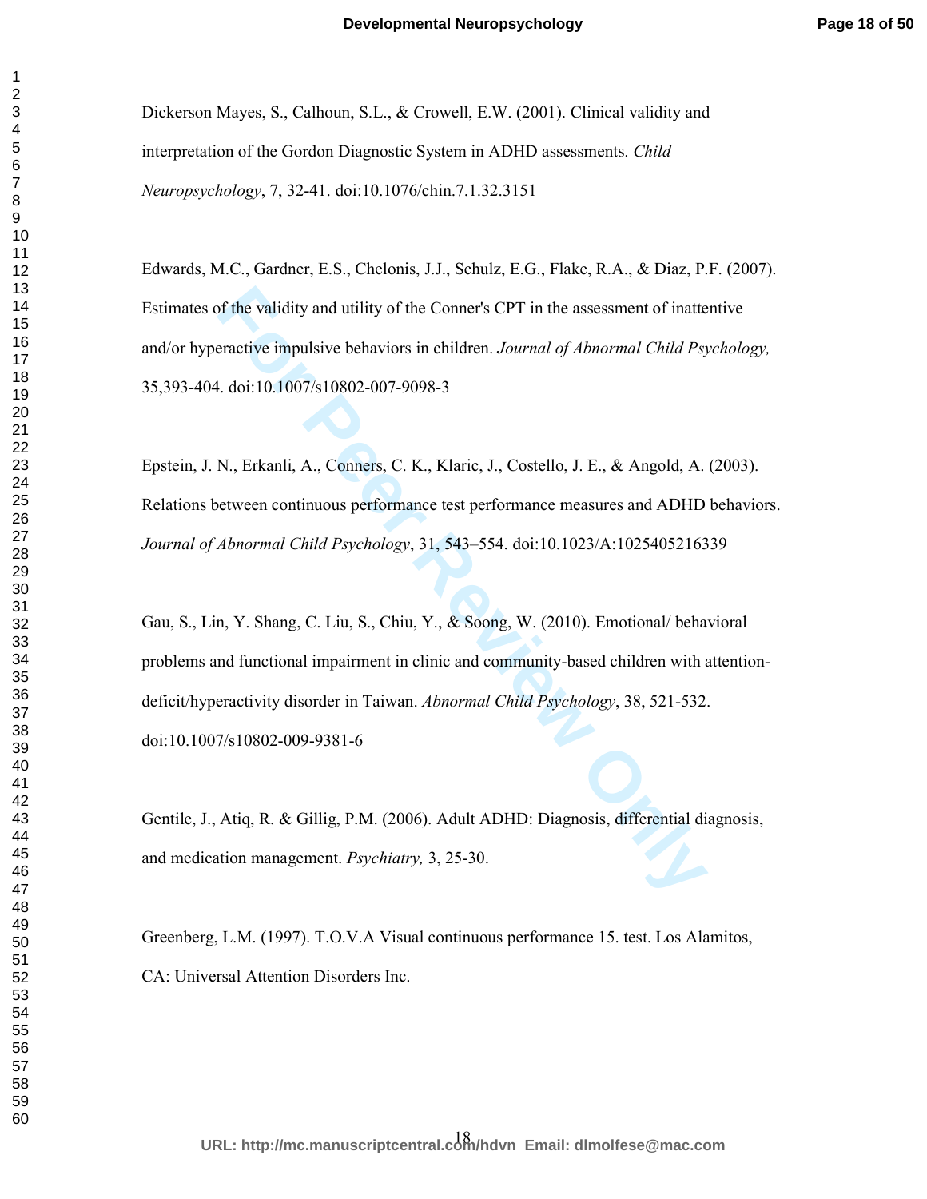Dickerson Mayes, S., Calhoun, S.L., & Crowell, E.W. (2001). Clinical validity and interpretation of the Gordon Diagnostic System in ADHD assessments. *Child Neuropsychology*, 7, 32-41. doi:10.1076/chin.7.1.32.3151

Edwards, M.C., Gardner, E.S., Chelonis, J.J., Schulz, E.G., Flake, R.A., & Diaz, P.F. (2007). Estimates of the validity and utility of the Conner's CPT in the assessment of inattentive and/or hyperactive impulsive behaviors in children. *Journal of Abnormal Child Psychology,* 35,393-404. doi:10.1007/s10802-007-9098-3

Epstein, J. N., Erkanli, A., Conners, C. K., Klaric, J., Costello, J. E., & Angold, A. (2003). Relations between continuous performance test performance measures and ADHD behaviors. *Journal of Abnormal Child Psychology*, 31, 543–554. doi:10.1023/A:1025405216339

Gau, S., Lin, Y. Shang, C. Liu, S., Chiu, Y., & Soong, W. (2010). Emotional/ behavioral problems and functional impairment in clinic and community-based children with attention-deficit/hyperactivity disorder in Taiwan. *Abnormal Child Psychology*, 38, 521-532. doi:10.1007/s10802-009-9381-6

Gentile, J., Atiq, R. & Gillig, P.M. (2006). Adult ADHD: Diagnosis, differential diagnosis, and medication management. *Psychiatry,* 3, 25-30.

Greenberg, L.M. (1997). T.O.V.A Visual continuous performance 15. test. Los Alamitos, CA: Universal Attention Disorders Inc.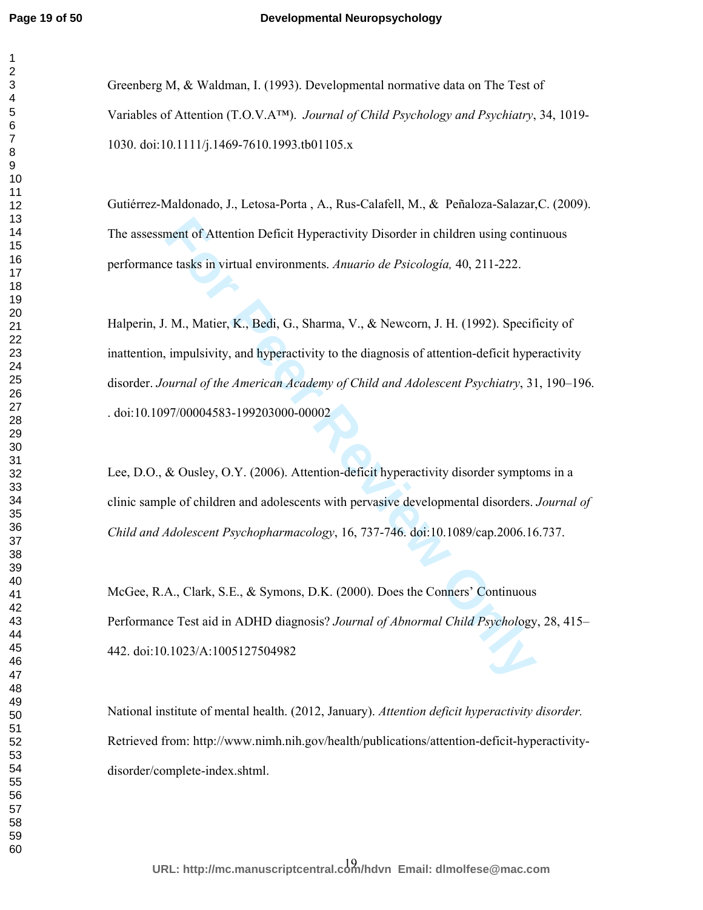Greenberg M, & Waldman, I. (1993). Developmental normative data on The Test of Variables of Attention (T.O.V.A™). *Journal of Child Psychology and Psychiatry*, 34, 1019-1030. doi:10.1111/j.1469-7610.1993.tb01105.x

Gutiérrez-Maldonado, J., Letosa-Porta , A., Rus-Calafell, M., & Peñaloza-Salazar,C. (2009). The assessment of Attention Deficit Hyperactivity Disorder in children using continuous performance tasks in virtual environments. *Anuario de Psicología,* 40, 211-222.

Halperin, J. M., Matier, K., Bedi, G., Sharma, V., & Newcorn, J. H. (1992). Specificity of inattention, impulsivity, and hyperactivity to the diagnosis of attention-deficit hyperactivity disorder. *Journal of the American Academy of Child and Adolescent Psychiatry*, 31, 190–196. . doi:10.1097/00004583-199203000-00002

Lee, D.O., & Ousley, O.Y. (2006). Attention-deficit hyperactivity disorder symptoms in a clinic sample of children and adolescents with pervasive developmental disorders. *Journal of Child and Adolescent Psychopharmacology*, 16, 737-746. doi:10.1089/cap.2006.16.737.

McGee, R.A., Clark, S.E., & Symons, D.K. (2000). Does the Conners' Continuous Performance Test aid in ADHD diagnosis? *Journal of Abnormal Child Psychology*, 28, 415–442. doi:10.1023/A:1005127504982

National institute of mental health. (2012, January). *Attention deficit hyperactivity disorder.* Retrieved from: http://www.nimh.nih.gov/health/publications/attention-deficit-hyperactivity-disorder/complete-index.shtml.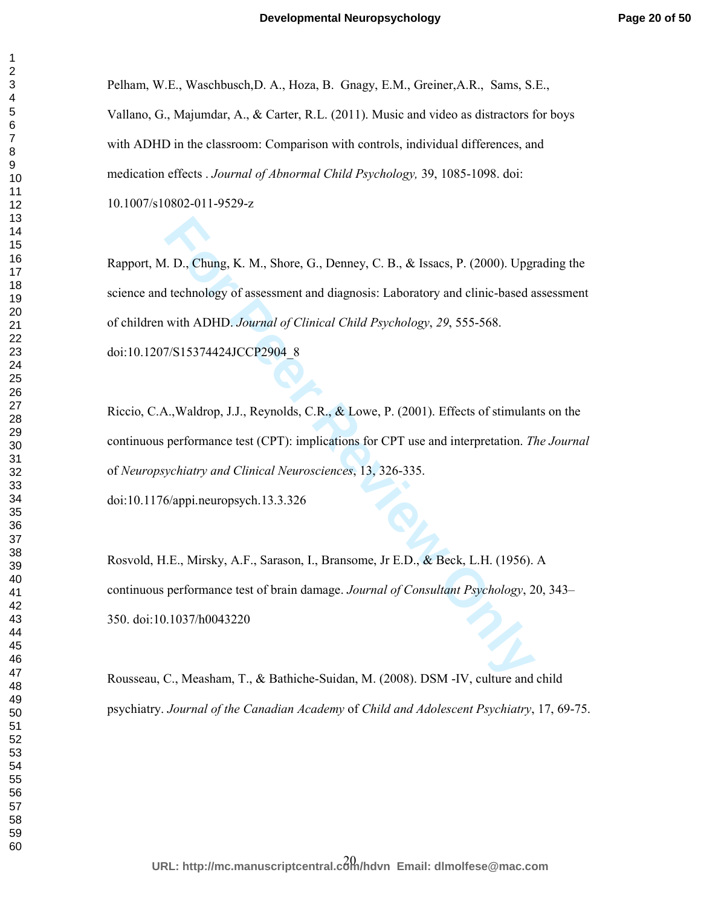Pelham, W.E., Waschbusch,D. A., Hoza, B.  Gnagy, E.M., Greiner,A.R.,  Sams, S.E., Vallano, G., Majumdar, A., & Carter, R.L. (2011). Music and video as distractors for boys with ADHD in the classroom: Comparison with controls, individual differences, and medication effects . *Journal of Abnormal Child Psychology,* 39, 1085-1098. doi: 10.1007/s10802-011-9529-z

Rapport, M. D., Chung, K. M., Shore, G., Denney, C. B., & Issacs, P. (2000). Upgrading the science and technology of assessment and diagnosis: Laboratory and clinic-based assessment of children with ADHD. *Journal of Clinical Child Psychology*, *29*, 555-568. doi:10.1207/S15374424JCCP2904_8

Riccio, C.A.,Waldrop, J.J., Reynolds, C.R., & Lowe, P. (2001). Effects of stimulants on the continuous performance test (CPT): implications for CPT use and interpretation. *The Journal* of *Neuropsychiatry and Clinical Neurosciences*, 13, 326-335. doi:10.1176/appi.neuropsych.13.3.326

Rosvold, H.E., Mirsky, A.F., Sarason, I., Bransome, Jr E.D., & Beck, L.H. (1956). A continuous performance test of brain damage. *Journal of Consultant Psychology*, 20, 343–350. doi:10.1037/h0043220

Rousseau, C., Measham, T., & Bathiche-Suidan, M. (2008). DSM -IV, culture and child psychiatry. *Journal of the Canadian Academy* of *Child and Adolescent Psychiatry*, 17, 69-75.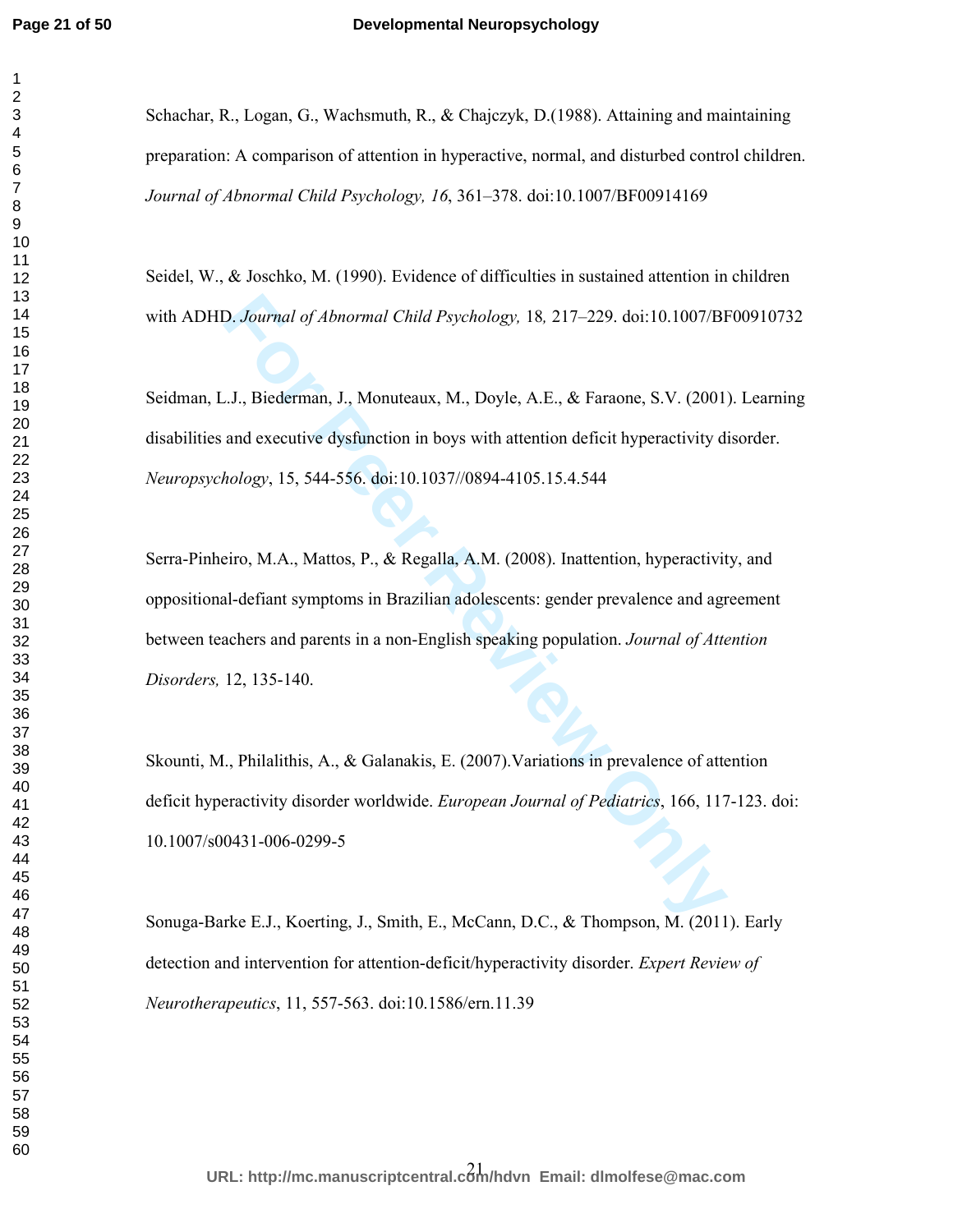Schachar, R., Logan, G., Wachsmuth, R., & Chajczyk, D.(1988). Attaining and maintaining preparation: A comparison of attention in hyperactive, normal, and disturbed control children. *Journal of Abnormal Child Psychology, 16*, 361–378. doi:10.1007/BF00914169

Seidel, W., & Joschko, M. (1990). Evidence of difficulties in sustained attention in children with ADHD. *Journal of Abnormal Child Psychology,* 18*,* 217–229. doi:10.1007/BF00910732

Seidman, L.J., Biederman, J., Monuteaux, M., Doyle, A.E., & Faraone, S.V. (2001). Learning disabilities and executive dysfunction in boys with attention deficit hyperactivity disorder. *Neuropsychology*, 15, 544-556. doi:10.1037//0894-4105.15.4.544

Serra-Pinheiro, M.A., Mattos, P., & Regalla, A.M. (2008). Inattention, hyperactivity, and oppositional-defiant symptoms in Brazilian adolescents: gender prevalence and agreement between teachers and parents in a non-English speaking population. *Journal of Attention Disorders,* 12, 135-140.

Skounti, M., Philalithis, A., & Galanakis, E. (2007).Variations in prevalence of attention deficit hyperactivity disorder worldwide. *European Journal of Pediatrics*, 166, 117-123. doi: 10.1007/s00431-006-0299-5

Sonuga-Barke E.J., Koerting, J., Smith, E., McCann, D.C., & Thompson, M. (2011). Early detection and intervention for attention-deficit/hyperactivity disorder. *Expert Review of Neurotherapeutics*, 11, 557-563. doi:10.1586/ern.11.39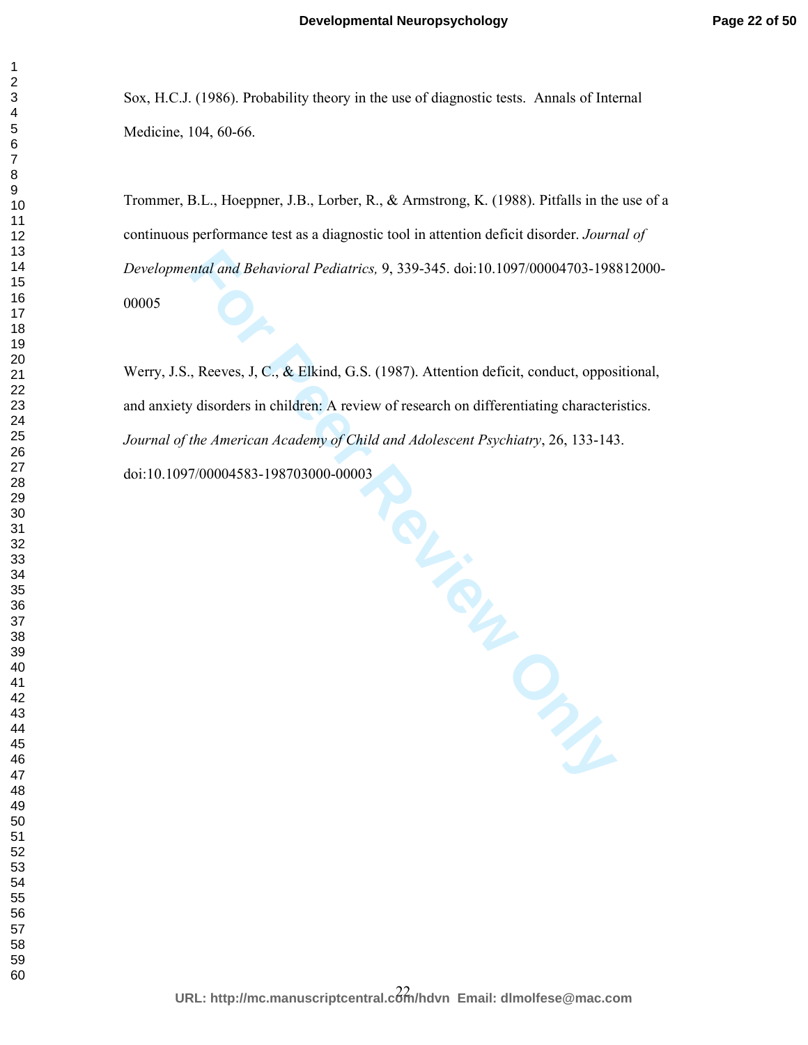Sox, H.C.J. (1986). Probability theory in the use of diagnostic tests. Annals of Internal Medicine, 104, 60-66.

Trommer, B.L., Hoeppner, J.B., Lorber, R., & Armstrong, K. (1988). Pitfalls in the use of a continuous performance test as a diagnostic tool in attention deficit disorder. *Journal of Developmental and Behavioral Pediatrics,* 9, 339-345. doi:10.1097/00004703-198812000-00005

Werry, J.S., Reeves, J, C., & Elkind, G.S. (1987). Attention deficit, conduct, oppositional, and anxiety disorders in children: A review of research on differentiating characteristics. *Journal of the American Academy of Child and Adolescent Psychiatry*, 26, 133-143. doi:10.1097/00004583-198703000-00003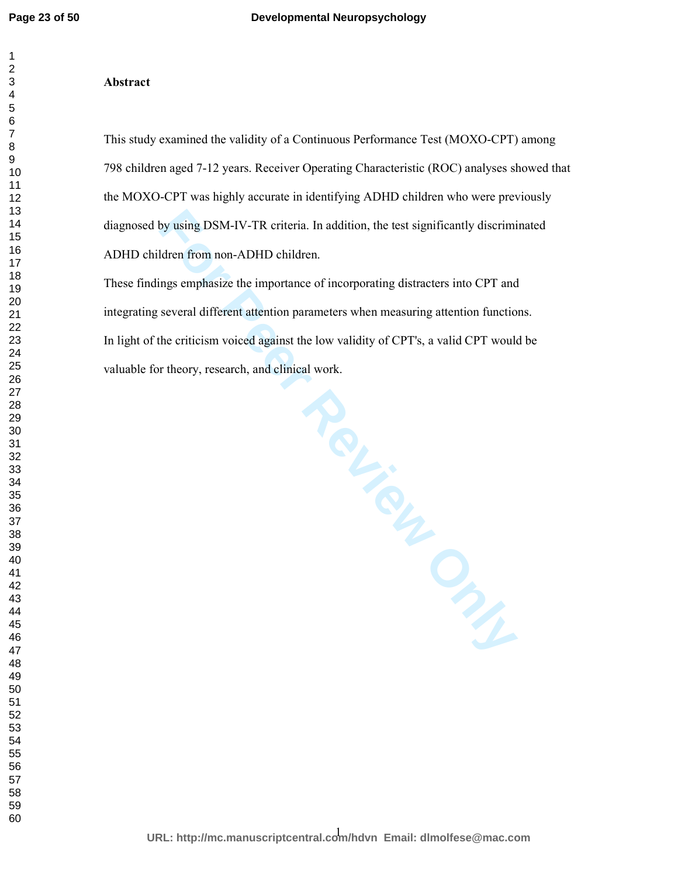**Abstract**

This study examined the validity of a Continuous Performance Test (MOXO-CPT) among 798 children aged 7-12 years. Receiver Operating Characteristic (ROC) analyses showed that the MOXO-CPT was highly accurate in identifying ADHD children who were previously diagnosed by using DSM-IV-TR criteria. In addition, the test significantly discriminated ADHD children from non-ADHD children.

These findings emphasize the importance of incorporating distracters into CPT and integrating several different attention parameters when measuring attention functions.

In light of the criticism voiced against the low validity of CPT's, a valid CPT would be valuable for theory, research, and clinical work.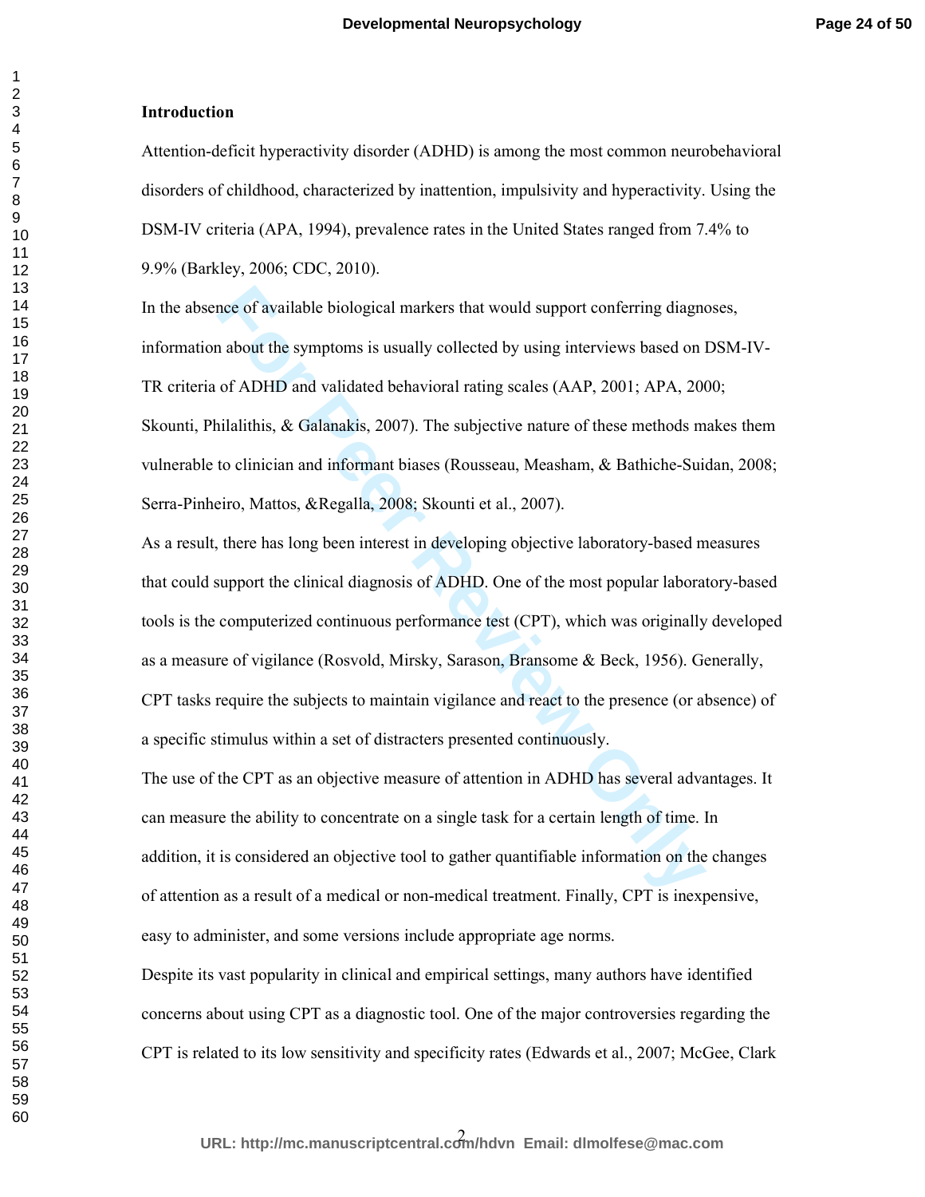## Introduction

Attention-deficit hyperactivity disorder (ADHD) is among the most common neurobehavioral disorders of childhood, characterized by inattention, impulsivity and hyperactivity. Using the DSM-IV criteria (APA, 1994), prevalence rates in the United States ranged from 7.4% to 9.9% (Barkley, 2006; CDC, 2010).

In the absence of available biological markers that would support conferring diagnoses, information about the symptoms is usually collected by using interviews based on DSM-IV-TR criteria of ADHD and validated behavioral rating scales (AAP, 2001; APA, 2000; Skounti, Philalithis, & Galanakis, 2007). The subjective nature of these methods makes them vulnerable to clinician and informant biases (Rousseau, Measham, & Bathiche-Suidan, 2008; Serra-Pinheiro, Mattos, &Regalla, 2008; Skounti et al., 2007).

As a result, there has long been interest in developing objective laboratory-based measures that could support the clinical diagnosis of ADHD. One of the most popular laboratory-based tools is the computerized continuous performance test (CPT), which was originally developed as a measure of vigilance (Rosvold, Mirsky, Sarason, Bransome & Beck, 1956). Generally, CPT tasks require the subjects to maintain vigilance and react to the presence (or absence) of a specific stimulus within a set of distracters presented continuously.

The use of the CPT as an objective measure of attention in ADHD has several advantages. It can measure the ability to concentrate on a single task for a certain length of time. In addition, it is considered an objective tool to gather quantifiable information on the changes of attention as a result of a medical or non-medical treatment. Finally, CPT is inexpensive, easy to administer, and some versions include appropriate age norms.

Despite its vast popularity in clinical and empirical settings, many authors have identified concerns about using CPT as a diagnostic tool. One of the major controversies regarding the CPT is related to its low sensitivity and specificity rates (Edwards et al., 2007; McGee, Clark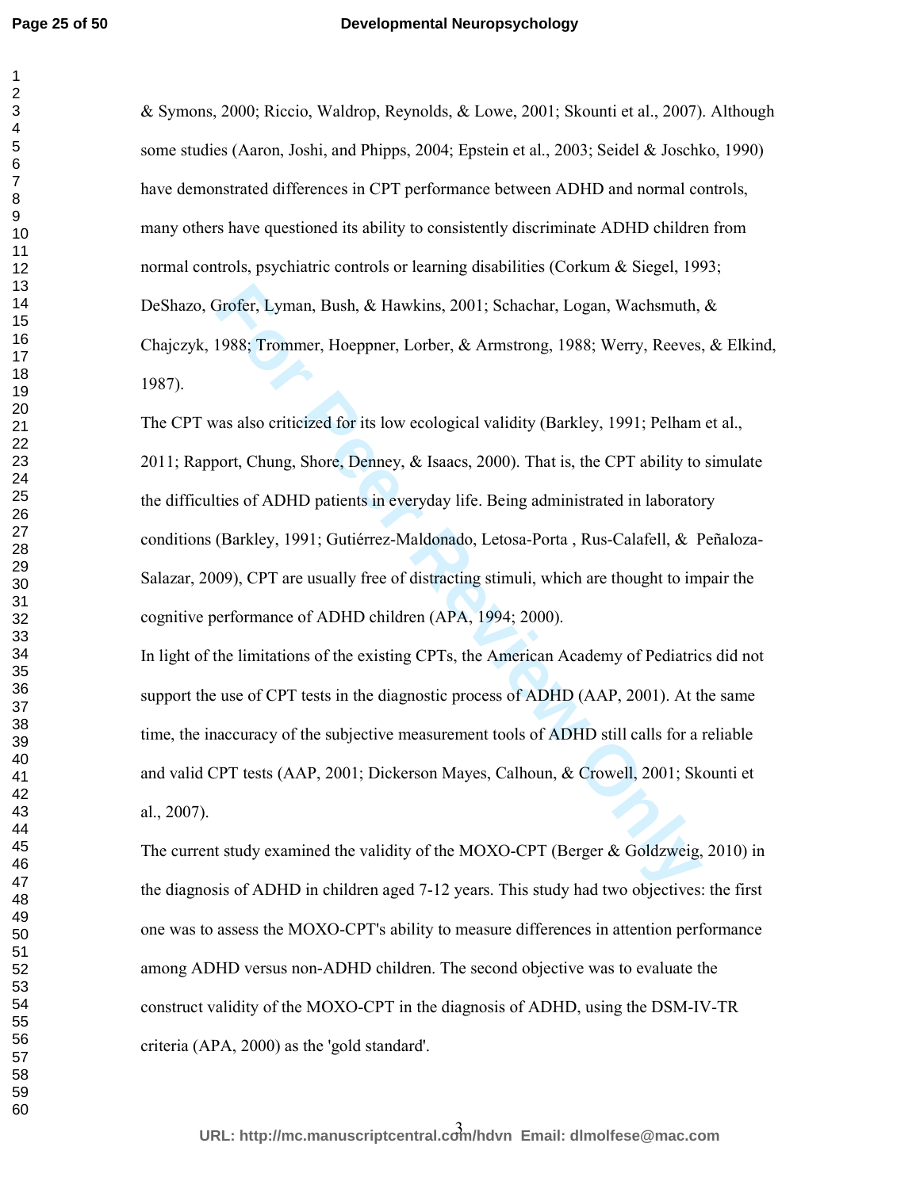& Symons, 2000; Riccio, Waldrop, Reynolds, & Lowe, 2001; Skounti et al., 2007). Although some studies (Aaron, Joshi, and Phipps, 2004; Epstein et al., 2003; Seidel & Joschko, 1990) have demonstrated differences in CPT performance between ADHD and normal controls, many others have questioned its ability to consistently discriminate ADHD children from normal controls, psychiatric controls or learning disabilities (Corkum & Siegel, 1993; DeShazo, Grofer, Lyman, Bush, & Hawkins, 2001; Schachar, Logan, Wachsmuth, & Chajczyk, 1988; Trommer, Hoeppner, Lorber, & Armstrong, 1988; Werry, Reeves, & Elkind, 1987).

The CPT was also criticized for its low ecological validity (Barkley, 1991; Pelham et al., 2011; Rapport, Chung, Shore, Denney, & Isaacs, 2000). That is, the CPT ability to simulate the difficulties of ADHD patients in everyday life. Being administrated in laboratory conditions (Barkley, 1991; Gutiérrez-Maldonado, Letosa-Porta , Rus-Calafell, & Peñaloza-Salazar, 2009), CPT are usually free of distracting stimuli, which are thought to impair the cognitive performance of ADHD children (APA, 1994; 2000).

In light of the limitations of the existing CPTs, the American Academy of Pediatrics did not support the use of CPT tests in the diagnostic process of ADHD (AAP, 2001). At the same time, the inaccuracy of the subjective measurement tools of ADHD still calls for a reliable and valid CPT tests (AAP, 2001; Dickerson Mayes, Calhoun, & Crowell, 2001; Skounti et al., 2007).

The current study examined the validity of the MOXO-CPT (Berger & Goldzweig, 2010) in the diagnosis of ADHD in children aged 7-12 years. This study had two objectives: the first one was to assess the MOXO-CPT's ability to measure differences in attention performance among ADHD versus non-ADHD children. The second objective was to evaluate the construct validity of the MOXO-CPT in the diagnosis of ADHD, using the DSM-IV-TR criteria (APA, 2000) as the 'gold standard'.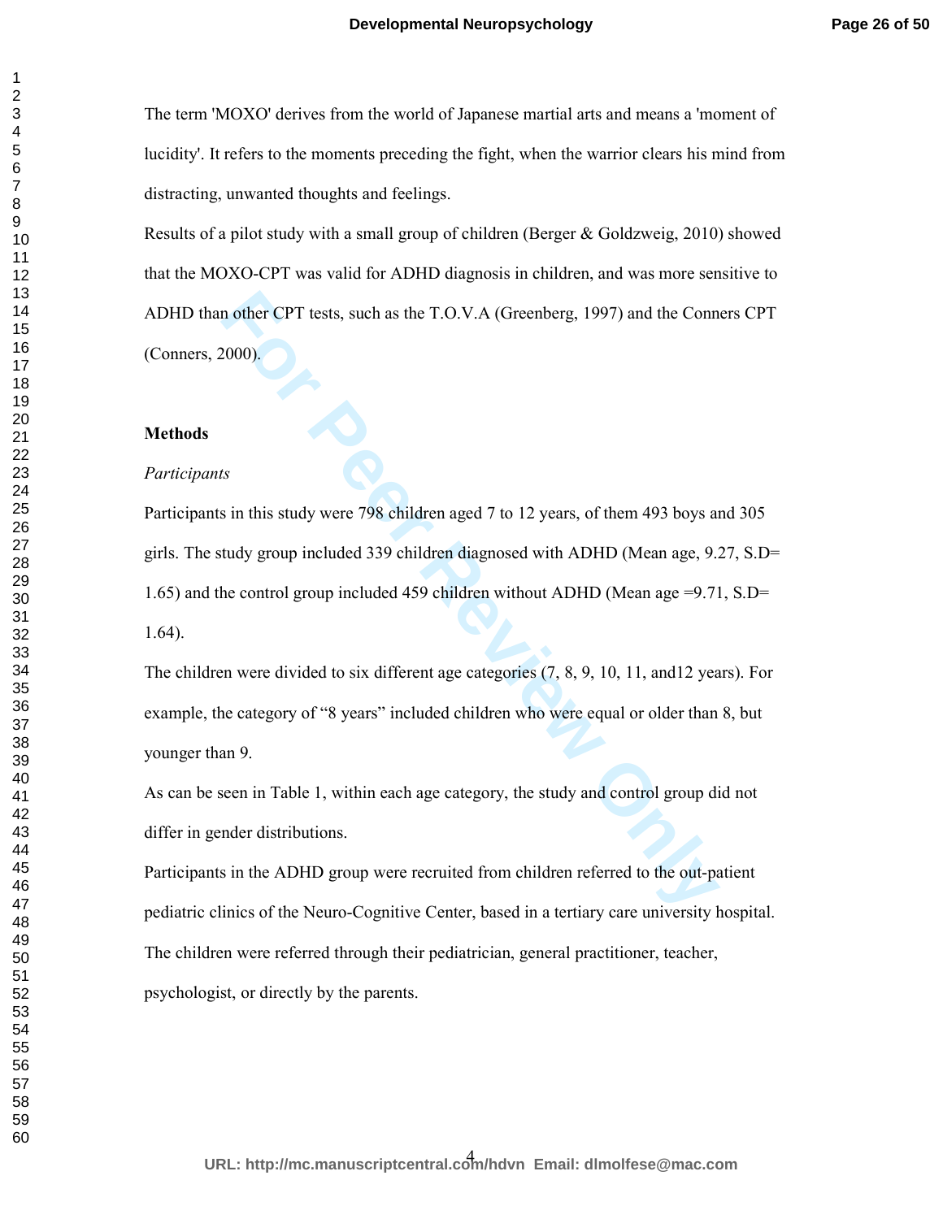The term 'MOXO' derives from the world of Japanese martial arts and means a 'moment of lucidity'. It refers to the moments preceding the fight, when the warrior clears his mind from distracting, unwanted thoughts and feelings.

Results of a pilot study with a small group of children (Berger & Goldzweig, 2010) showed that the MOXO-CPT was valid for ADHD diagnosis in children, and was more sensitive to ADHD than other CPT tests, such as the T.O.V.A (Greenberg, 1997) and the Conners CPT (Conners, 2000).

## Methods

### *Participants*

Participants in this study were 798 children aged 7 to 12 years, of them 493 boys and 305 girls. The study group included 339 children diagnosed with ADHD (Mean age, 9.27, S.D= 1.65) and the control group included 459 children without ADHD (Mean age =9.71, S.D= 1.64).

The children were divided to six different age categories (7, 8, 9, 10, 11, and12 years). For example, the category of "8 years" included children who were equal or older than 8, but younger than 9.

As can be seen in Table 1, within each age category, the study and control group did not differ in gender distributions.

Participants in the ADHD group were recruited from children referred to the out-patient pediatric clinics of the Neuro-Cognitive Center, based in a tertiary care university hospital. The children were referred through their pediatrician, general practitioner, teacher, psychologist, or directly by the parents.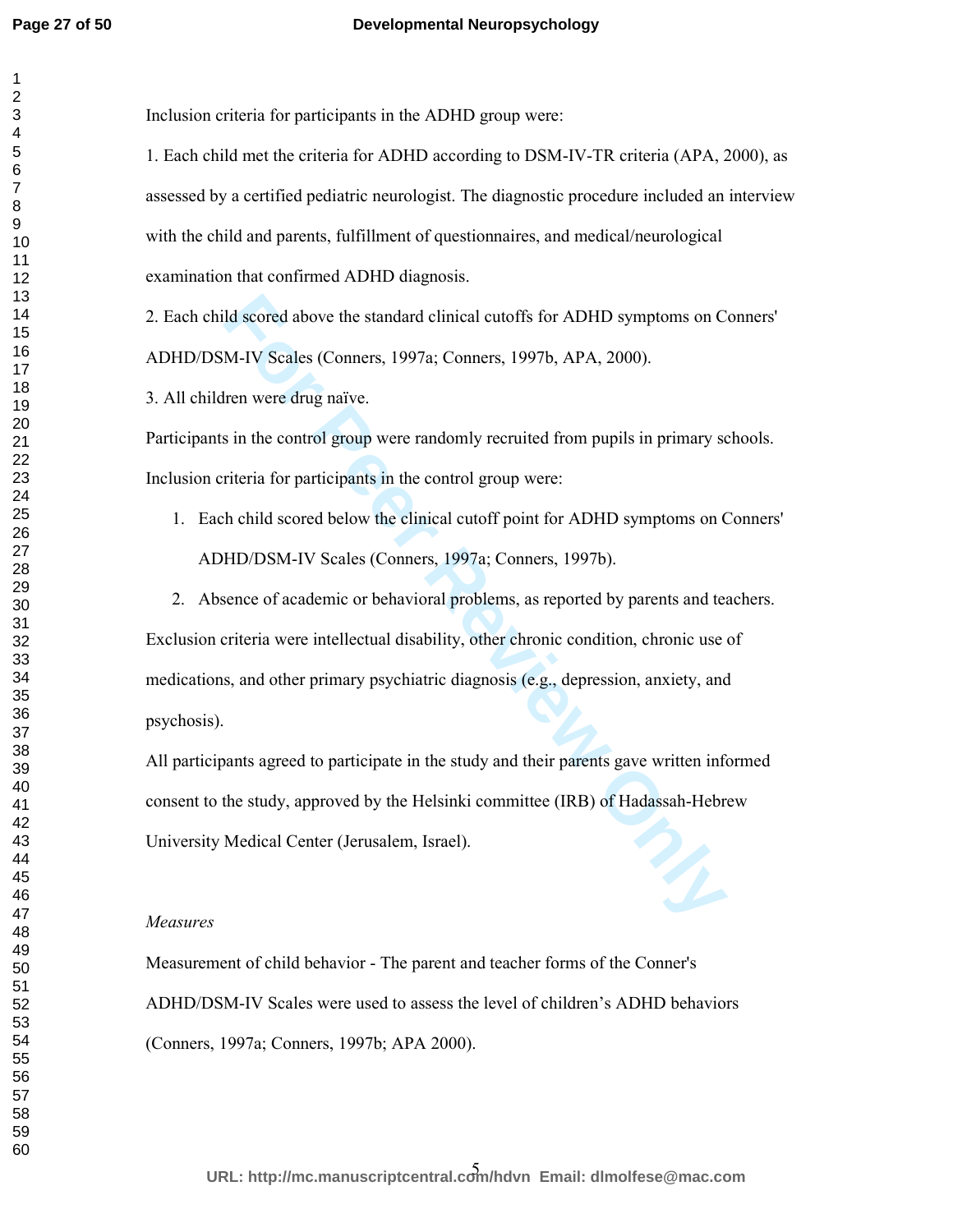Inclusion criteria for participants in the ADHD group were:

1. Each child met the criteria for ADHD according to DSM-IV-TR criteria (APA, 2000), as assessed by a certified pediatric neurologist. The diagnostic procedure included an interview with the child and parents, fulfillment of questionnaires, and medical/neurological examination that confirmed ADHD diagnosis.

2. Each child scored above the standard clinical cutoffs for ADHD symptoms on Conners' ADHD/DSM-IV Scales (Conners, 1997a; Conners, 1997b, APA, 2000).

3. All children were drug naïve.

Participants in the control group were randomly recruited from pupils in primary schools. Inclusion criteria for participants in the control group were:

1. Each child scored below the clinical cutoff point for ADHD symptoms on Conners' ADHD/DSM-IV Scales (Conners, 1997a; Conners, 1997b).
2. Absence of academic or behavioral problems, as reported by parents and teachers.

Exclusion criteria were intellectual disability, other chronic condition, chronic use of medications, and other primary psychiatric diagnosis (e.g., depression, anxiety, and psychosis).

All participants agreed to participate in the study and their parents gave written informed consent to the study, approved by the Helsinki committee (IRB) of Hadassah-Hebrew University Medical Center (Jerusalem, Israel).

*Measures*

Measurement of child behavior - The parent and teacher forms of the Conner's ADHD/DSM-IV Scales were used to assess the level of children's ADHD behaviors (Conners, 1997a; Conners, 1997b; APA 2000).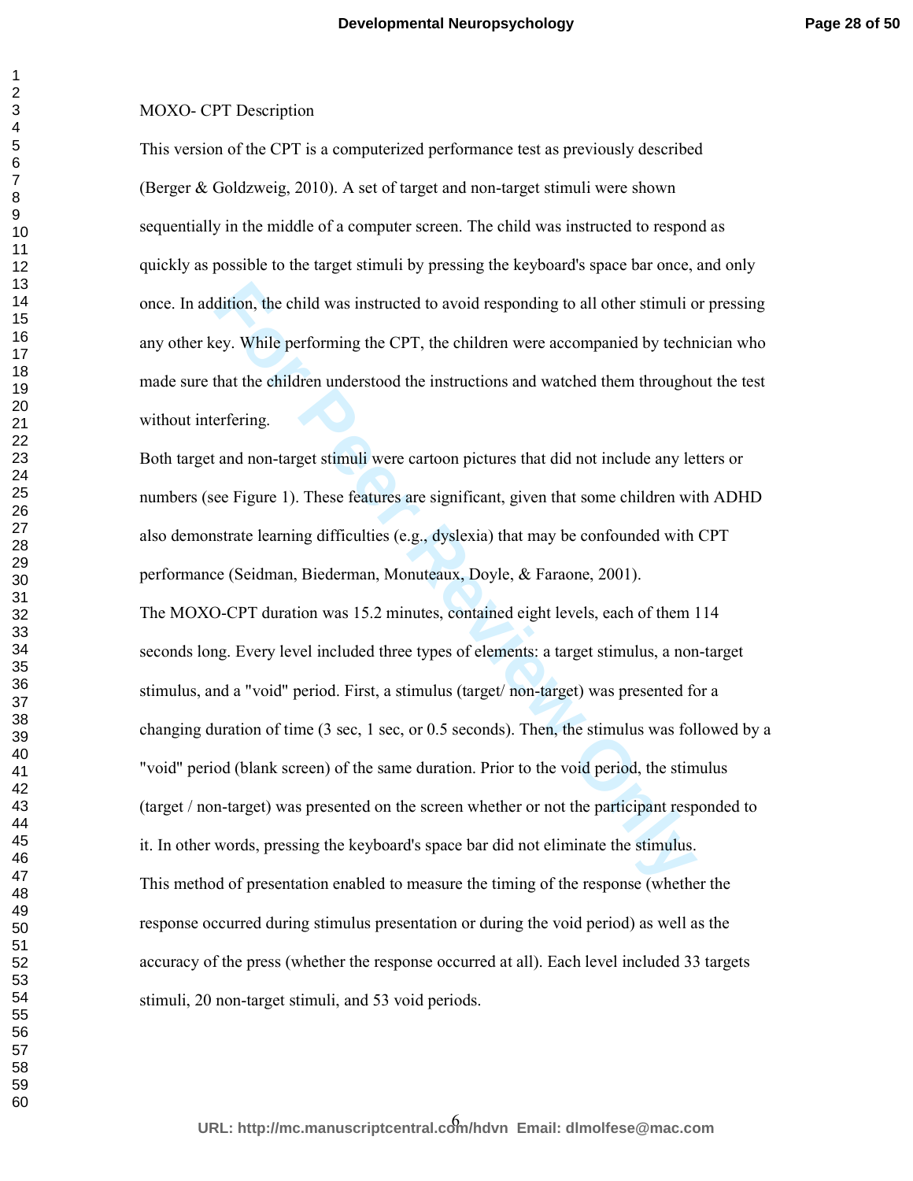MOXO- CPT Description

This version of the CPT is a computerized performance test as previously described (Berger & Goldzweig, 2010). A set of target and non-target stimuli were shown sequentially in the middle of a computer screen. The child was instructed to respond as quickly as possible to the target stimuli by pressing the keyboard's space bar once, and only once. In addition, the child was instructed to avoid responding to all other stimuli or pressing any other key. While performing the CPT, the children were accompanied by technician who made sure that the children understood the instructions and watched them throughout the test without interfering.

Both target and non-target stimuli were cartoon pictures that did not include any letters or numbers (see Figure 1). These features are significant, given that some children with ADHD also demonstrate learning difficulties (e.g., dyslexia) that may be confounded with CPT performance (Seidman, Biederman, Monuteaux, Doyle, & Faraone, 2001).

The MOXO-CPT duration was 15.2 minutes, contained eight levels, each of them 114 seconds long. Every level included three types of elements: a target stimulus, a non-target stimulus, and a "void" period. First, a stimulus (target/ non-target) was presented for a changing duration of time (3 sec, 1 sec, or 0.5 seconds). Then, the stimulus was followed by a "void" period (blank screen) of the same duration. Prior to the void period, the stimulus (target / non-target) was presented on the screen whether or not the participant responded to it. In other words, pressing the keyboard's space bar did not eliminate the stimulus.

This method of presentation enabled to measure the timing of the response (whether the response occurred during stimulus presentation or during the void period) as well as the accuracy of the press (whether the response occurred at all). Each level included 33 targets stimuli, 20 non-target stimuli, and 53 void periods.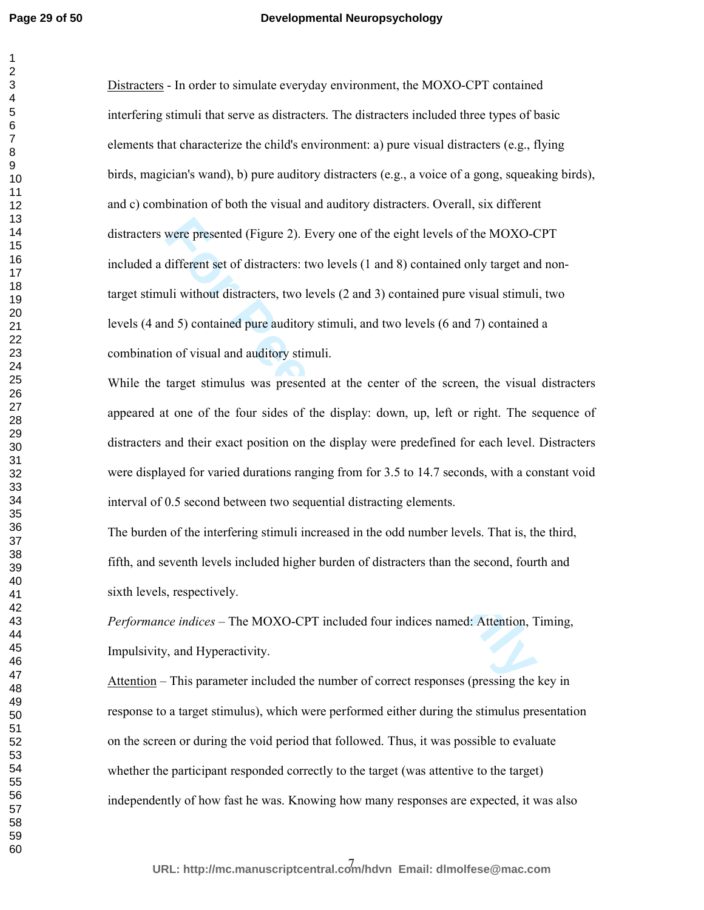Distracters - In order to simulate everyday environment, the MOXO-CPT contained interfering stimuli that serve as distracters. The distracters included three types of basic elements that characterize the child's environment: a) pure visual distracters (e.g., flying birds, magician's wand), b) pure auditory distracters (e.g., a voice of a gong, squeaking birds), and c) combination of both the visual and auditory distracters. Overall, six different distracters were presented (Figure 2). Every one of the eight levels of the MOXO-CPT included a different set of distracters: two levels (1 and 8) contained only target and non-target stimuli without distracters, two levels (2 and 3) contained pure visual stimuli, two levels (4 and 5) contained pure auditory stimuli, and two levels (6 and 7) contained a combination of visual and auditory stimuli.

While the target stimulus was presented at the center of the screen, the visual distracters appeared at one of the four sides of the display: down, up, left or right. The sequence of distracters and their exact position on the display were predefined for each level. Distracters were displayed for varied durations ranging from for 3.5 to 14.7 seconds, with a constant void interval of 0.5 second between two sequential distracting elements.

The burden of the interfering stimuli increased in the odd number levels. That is, the third, fifth, and seventh levels included higher burden of distracters than the second, fourth and sixth levels, respectively.

*Performance indices* – The MOXO-CPT included four indices named: Attention, Timing, Impulsivity, and Hyperactivity.

Attention – This parameter included the number of correct responses (pressing the key in response to a target stimulus), which were performed either during the stimulus presentation on the screen or during the void period that followed. Thus, it was possible to evaluate whether the participant responded correctly to the target (was attentive to the target) independently of how fast he was. Knowing how many responses are expected, it was also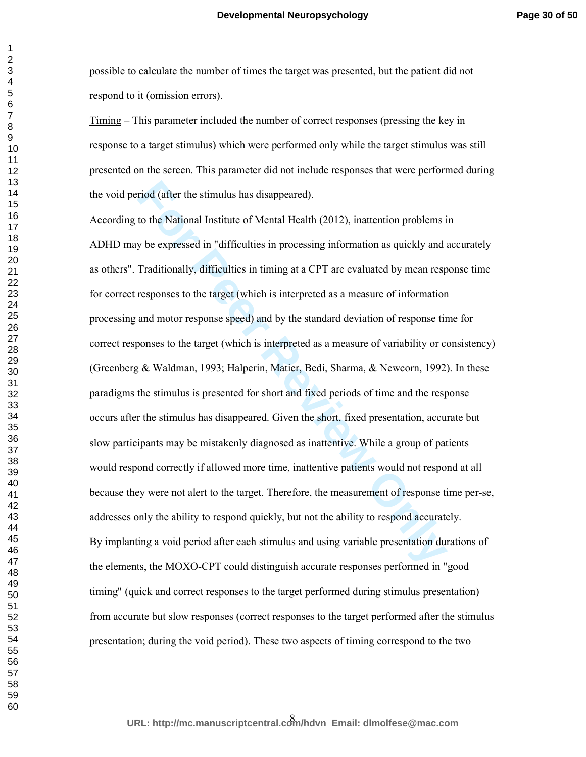possible to calculate the number of times the target was presented, but the patient did not respond to it (omission errors).

Timing – This parameter included the number of correct responses (pressing the key in response to a target stimulus) which were performed only while the target stimulus was still presented on the screen. This parameter did not include responses that were performed during the void period (after the stimulus has disappeared).

According to the National Institute of Mental Health (2012), inattention problems in ADHD may be expressed in "difficulties in processing information as quickly and accurately as others". Traditionally, difficulties in timing at a CPT are evaluated by mean response time for correct responses to the target (which is interpreted as a measure of information processing and motor response speed) and by the standard deviation of response time for correct responses to the target (which is interpreted as a measure of variability or consistency) (Greenberg & Waldman, 1993; Halperin, Matier, Bedi, Sharma, & Newcorn, 1992). In these paradigms the stimulus is presented for short and fixed periods of time and the response occurs after the stimulus has disappeared. Given the short, fixed presentation, accurate but slow participants may be mistakenly diagnosed as inattentive. While a group of patients would respond correctly if allowed more time, inattentive patients would not respond at all because they were not alert to the target. Therefore, the measurement of response time per-se, addresses only the ability to respond quickly, but not the ability to respond accurately.

By implanting a void period after each stimulus and using variable presentation durations of the elements, the MOXO-CPT could distinguish accurate responses performed in "good timing" (quick and correct responses to the target performed during stimulus presentation) from accurate but slow responses (correct responses to the target performed after the stimulus presentation; during the void period). These two aspects of timing correspond to the two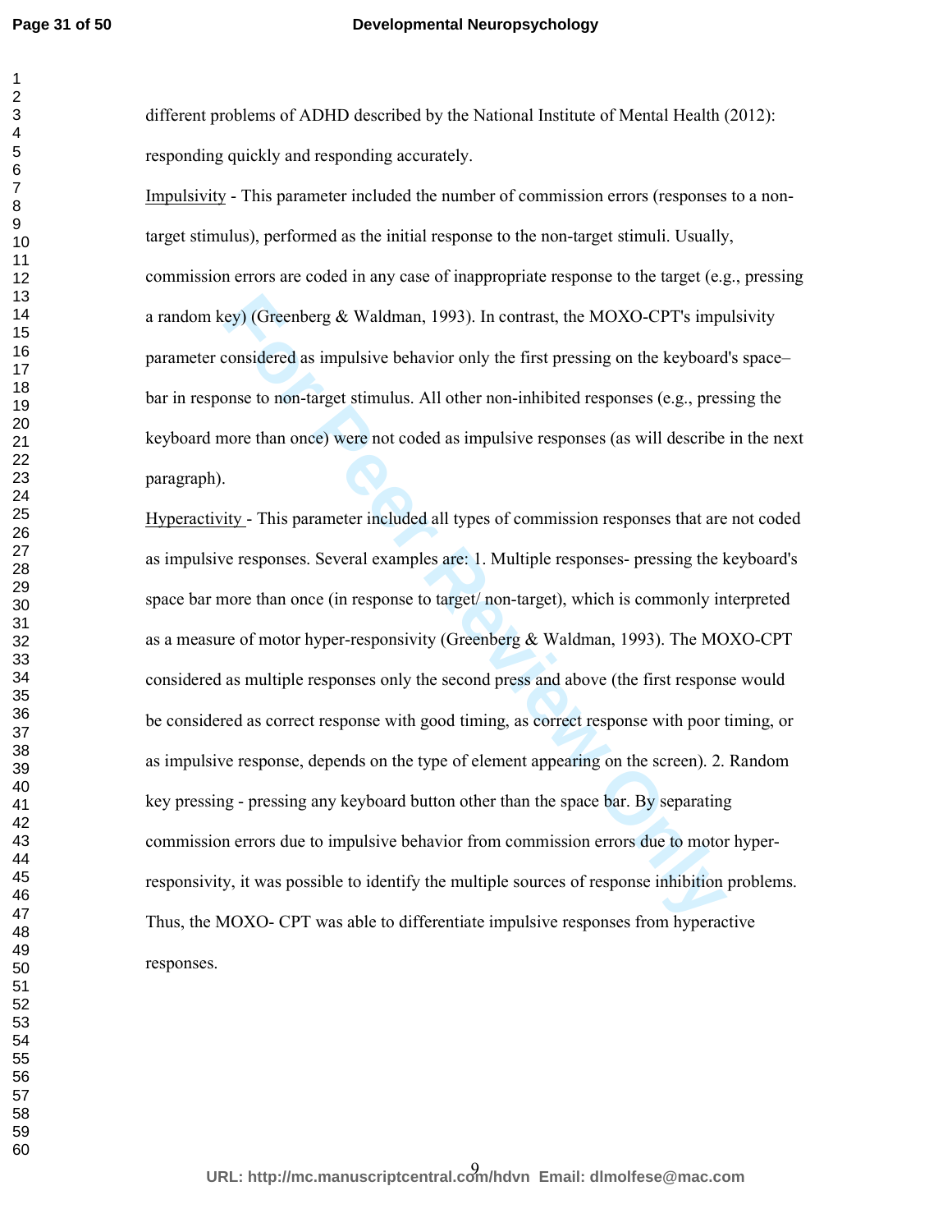different problems of ADHD described by the National Institute of Mental Health (2012): responding quickly and responding accurately.

Impulsivity - This parameter included the number of commission errors (responses to a non-target stimulus), performed as the initial response to the non-target stimuli. Usually, commission errors are coded in any case of inappropriate response to the target (e.g., pressing a random key) (Greenberg & Waldman, 1993). In contrast, the MOXO-CPT's impulsivity parameter considered as impulsive behavior only the first pressing on the keyboard's space–bar in response to non-target stimulus. All other non-inhibited responses (e.g., pressing the keyboard more than once) were not coded as impulsive responses (as will describe in the next paragraph).

Hyperactivity - This parameter included all types of commission responses that are not coded as impulsive responses. Several examples are: 1. Multiple responses- pressing the keyboard's space bar more than once (in response to target/ non-target), which is commonly interpreted as a measure of motor hyper-responsivity (Greenberg & Waldman, 1993). The MOXO-CPT considered as multiple responses only the second press and above (the first response would be considered as correct response with good timing, as correct response with poor timing, or as impulsive response, depends on the type of element appearing on the screen). 2. Random key pressing - pressing any keyboard button other than the space bar. By separating commission errors due to impulsive behavior from commission errors due to motor hyper-responsivity, it was possible to identify the multiple sources of response inhibition problems. Thus, the MOXO- CPT was able to differentiate impulsive responses from hyperactive responses.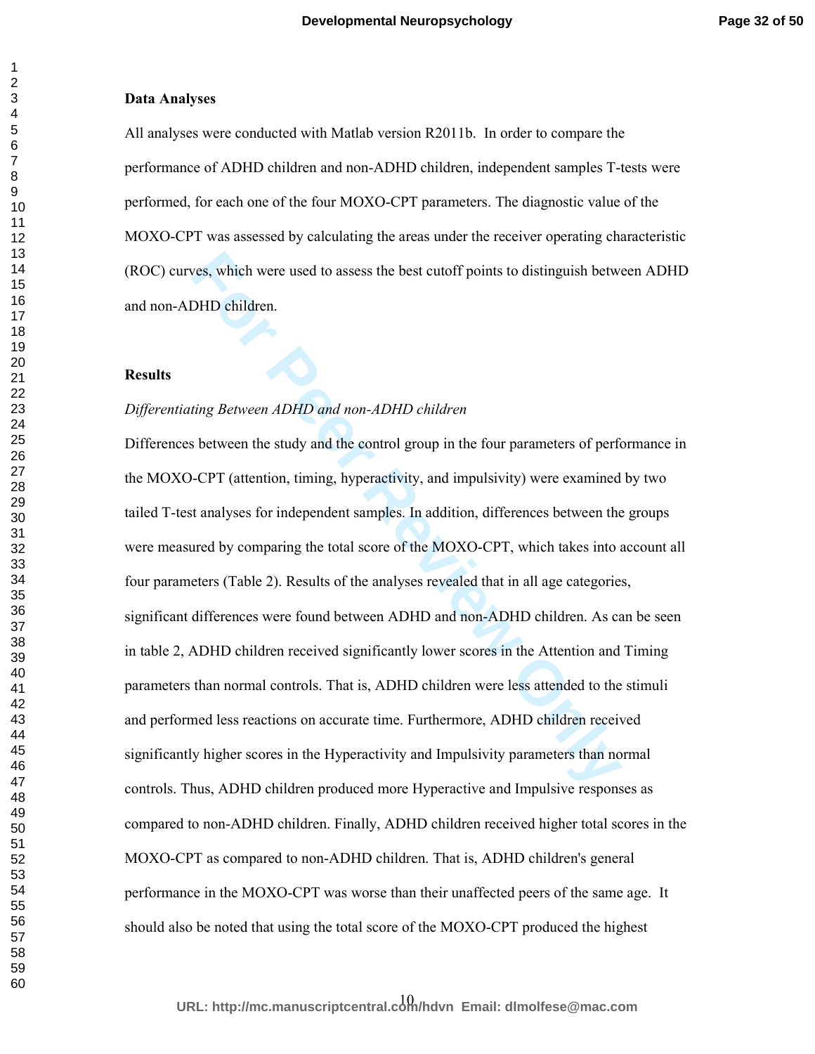**Data Analyses**

All analyses were conducted with Matlab version R2011b. In order to compare the performance of ADHD children and non-ADHD children, independent samples T-tests were performed, for each one of the four MOXO-CPT parameters. The diagnostic value of the MOXO-CPT was assessed by calculating the areas under the receiver operating characteristic (ROC) curves, which were used to assess the best cutoff points to distinguish between ADHD and non-ADHD children.

**Results**

*Differentiating Between ADHD and non-ADHD children*

Differences between the study and the control group in the four parameters of performance in the MOXO-CPT (attention, timing, hyperactivity, and impulsivity) were examined by two tailed T-test analyses for independent samples. In addition, differences between the groups were measured by comparing the total score of the MOXO-CPT, which takes into account all four parameters (Table 2). Results of the analyses revealed that in all age categories, significant differences were found between ADHD and non-ADHD children. As can be seen in table 2, ADHD children received significantly lower scores in the Attention and Timing parameters than normal controls. That is, ADHD children were less attended to the stimuli and performed less reactions on accurate time. Furthermore, ADHD children received significantly higher scores in the Hyperactivity and Impulsivity parameters than normal controls. Thus, ADHD children produced more Hyperactive and Impulsive responses as compared to non-ADHD children. Finally, ADHD children received higher total scores in the MOXO-CPT as compared to non-ADHD children. That is, ADHD children's general performance in the MOXO-CPT was worse than their unaffected peers of the same age. It should also be noted that using the total score of the MOXO-CPT produced the highest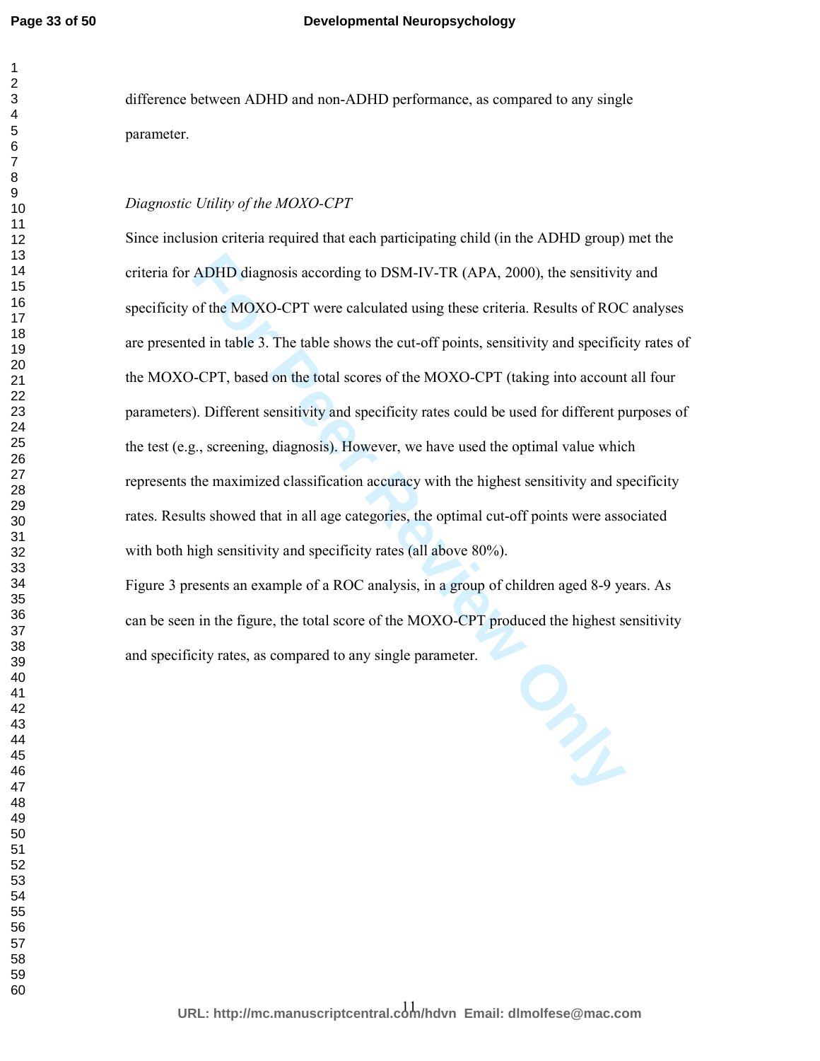difference between ADHD and non-ADHD performance, as compared to any single parameter.

*Diagnostic Utility of the MOXO-CPT*

Since inclusion criteria required that each participating child (in the ADHD group) met the criteria for ADHD diagnosis according to DSM-IV-TR (APA, 2000), the sensitivity and specificity of the MOXO-CPT were calculated using these criteria. Results of ROC analyses are presented in table 3. The table shows the cut-off points, sensitivity and specificity rates of the MOXO-CPT, based on the total scores of the MOXO-CPT (taking into account all four parameters). Different sensitivity and specificity rates could be used for different purposes of the test (e.g., screening, diagnosis). However, we have used the optimal value which represents the maximized classification accuracy with the highest sensitivity and specificity rates. Results showed that in all age categories, the optimal cut-off points were associated with both high sensitivity and specificity rates (all above 80%).

Figure 3 presents an example of a ROC analysis, in a group of children aged 8-9 years. As can be seen in the figure, the total score of the MOXO-CPT produced the highest sensitivity and specificity rates, as compared to any single parameter.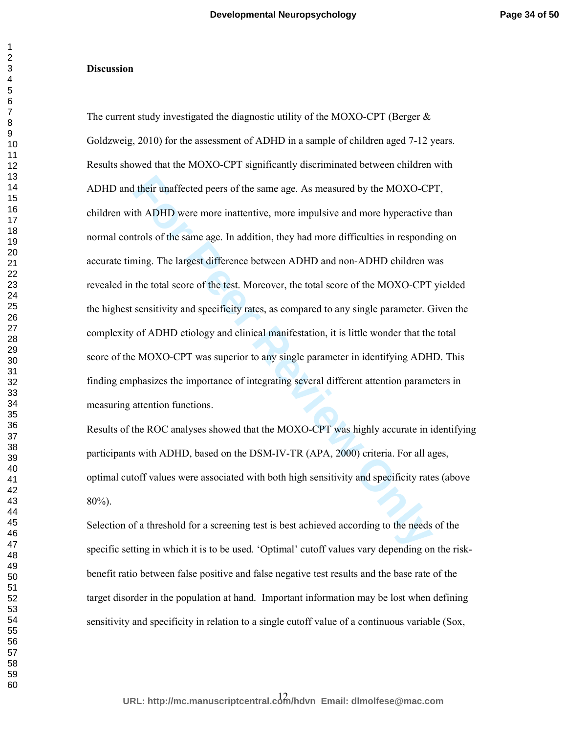**Discussion**

The current study investigated the diagnostic utility of the MOXO-CPT (Berger & Goldzweig, 2010) for the assessment of ADHD in a sample of children aged 7-12 years. Results showed that the MOXO-CPT significantly discriminated between children with ADHD and their unaffected peers of the same age. As measured by the MOXO-CPT, children with ADHD were more inattentive, more impulsive and more hyperactive than normal controls of the same age. In addition, they had more difficulties in responding on accurate timing. The largest difference between ADHD and non-ADHD children was revealed in the total score of the test. Moreover, the total score of the MOXO-CPT yielded the highest sensitivity and specificity rates, as compared to any single parameter. Given the complexity of ADHD etiology and clinical manifestation, it is little wonder that the total score of the MOXO-CPT was superior to any single parameter in identifying ADHD. This finding emphasizes the importance of integrating several different attention parameters in measuring attention functions.

Results of the ROC analyses showed that the MOXO-CPT was highly accurate in identifying participants with ADHD, based on the DSM-IV-TR (APA, 2000) criteria. For all ages, optimal cutoff values were associated with both high sensitivity and specificity rates (above 80%).

Selection of a threshold for a screening test is best achieved according to the needs of the specific setting in which it is to be used. 'Optimal' cutoff values vary depending on the risk-benefit ratio between false positive and false negative test results and the base rate of the target disorder in the population at hand. Important information may be lost when defining sensitivity and specificity in relation to a single cutoff value of a continuous variable (Sox,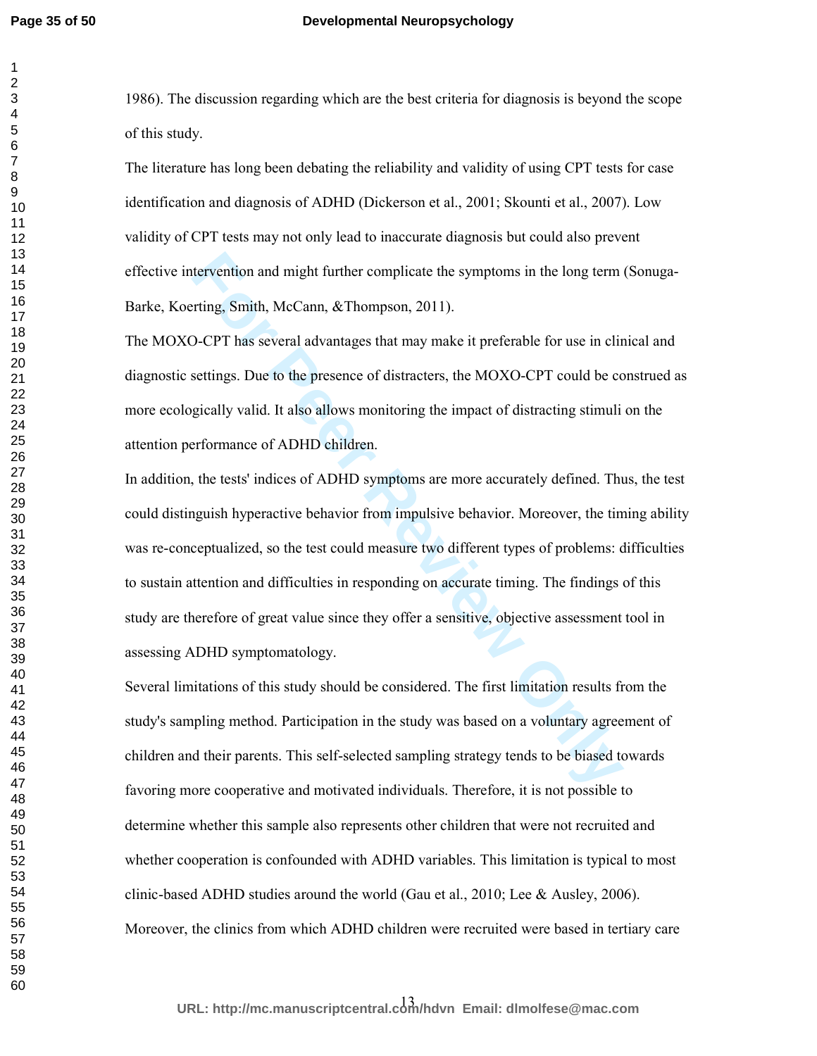1986). The discussion regarding which are the best criteria for diagnosis is beyond the scope of this study.

The literature has long been debating the reliability and validity of using CPT tests for case identification and diagnosis of ADHD (Dickerson et al., 2001; Skounti et al., 2007). Low validity of CPT tests may not only lead to inaccurate diagnosis but could also prevent effective intervention and might further complicate the symptoms in the long term (Sonuga-Barke, Koerting, Smith, McCann, &Thompson, 2011).

The MOXO-CPT has several advantages that may make it preferable for use in clinical and diagnostic settings. Due to the presence of distracters, the MOXO-CPT could be construed as more ecologically valid. It also allows monitoring the impact of distracting stimuli on the attention performance of ADHD children.

In addition, the tests' indices of ADHD symptoms are more accurately defined. Thus, the test could distinguish hyperactive behavior from impulsive behavior. Moreover, the timing ability was re-conceptualized, so the test could measure two different types of problems: difficulties to sustain attention and difficulties in responding on accurate timing. The findings of this study are therefore of great value since they offer a sensitive, objective assessment tool in assessing ADHD symptomatology.

Several limitations of this study should be considered. The first limitation results from the study's sampling method. Participation in the study was based on a voluntary agreement of children and their parents. This self-selected sampling strategy tends to be biased towards favoring more cooperative and motivated individuals. Therefore, it is not possible to determine whether this sample also represents other children that were not recruited and whether cooperation is confounded with ADHD variables. This limitation is typical to most clinic-based ADHD studies around the world (Gau et al., 2010; Lee & Ausley, 2006). Moreover, the clinics from which ADHD children were recruited were based in tertiary care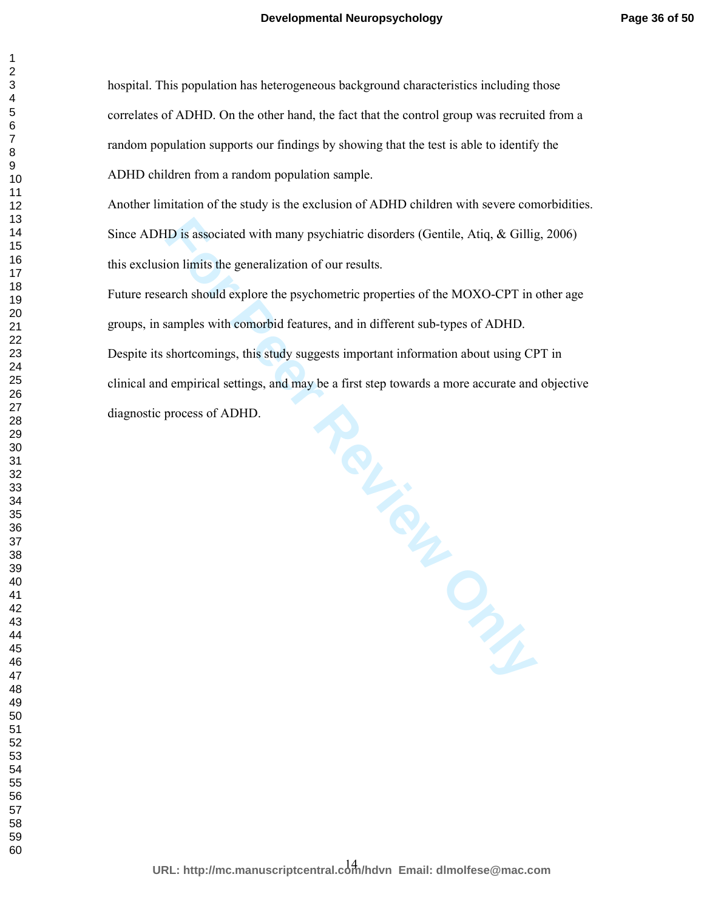hospital. This population has heterogeneous background characteristics including those correlates of ADHD. On the other hand, the fact that the control group was recruited from a random population supports our findings by showing that the test is able to identify the ADHD children from a random population sample.

Another limitation of the study is the exclusion of ADHD children with severe comorbidities. Since ADHD is associated with many psychiatric disorders (Gentile, Atiq, & Gillig, 2006) this exclusion limits the generalization of our results.

Future research should explore the psychometric properties of the MOXO-CPT in other age groups, in samples with comorbid features, and in different sub-types of ADHD.

Despite its shortcomings, this study suggests important information about using CPT in clinical and empirical settings, and may be a first step towards a more accurate and objective diagnostic process of ADHD.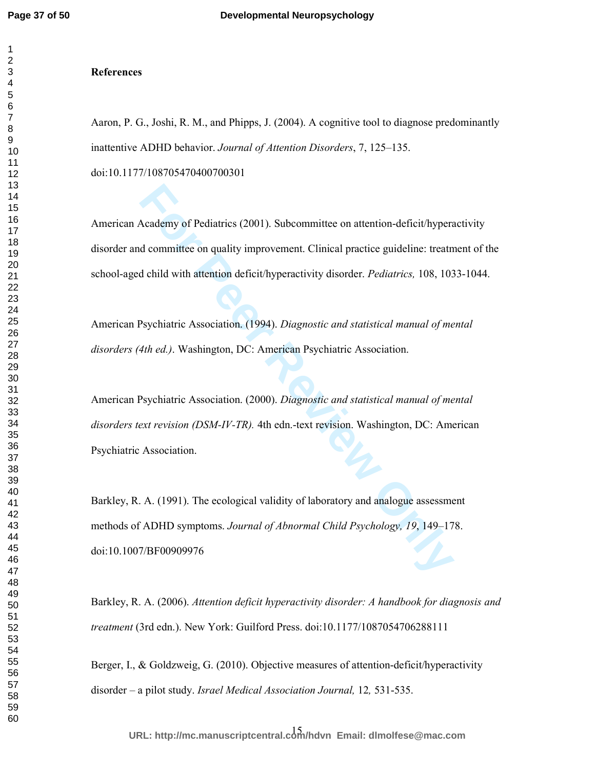**References**

Aaron, P. G., Joshi, R. M., and Phipps, J. (2004). A cognitive tool to diagnose predominantly inattentive ADHD behavior. *Journal of Attention Disorders*, 7, 125–135. doi:10.1177/108705470400700301

American Academy of Pediatrics (2001). Subcommittee on attention-deficit/hyperactivity disorder and committee on quality improvement. Clinical practice guideline: treatment of the school-aged child with attention deficit/hyperactivity disorder. *Pediatrics,* 108, 1033-1044.

American Psychiatric Association. (1994). *Diagnostic and statistical manual of mental disorders (4th ed.)*. Washington, DC: American Psychiatric Association.

American Psychiatric Association. (2000). *Diagnostic and statistical manual of mental disorders text revision (DSM-IV-TR).* 4th edn.-text revision. Washington, DC: American Psychiatric Association.

Barkley, R. A. (1991). The ecological validity of laboratory and analogue assessment methods of ADHD symptoms. *Journal of Abnormal Child Psychology, 19*, 149–178. doi:10.1007/BF00909976

Barkley, R. A. (2006). *Attention deficit hyperactivity disorder: A handbook for diagnosis and treatment* (3rd edn.). New York: Guilford Press. doi:10.1177/1087054706288111

Berger, I., & Goldzweig, G. (2010). Objective measures of attention-deficit/hyperactivity disorder – a pilot study. *Israel Medical Association Journal,* 12*,* 531-535.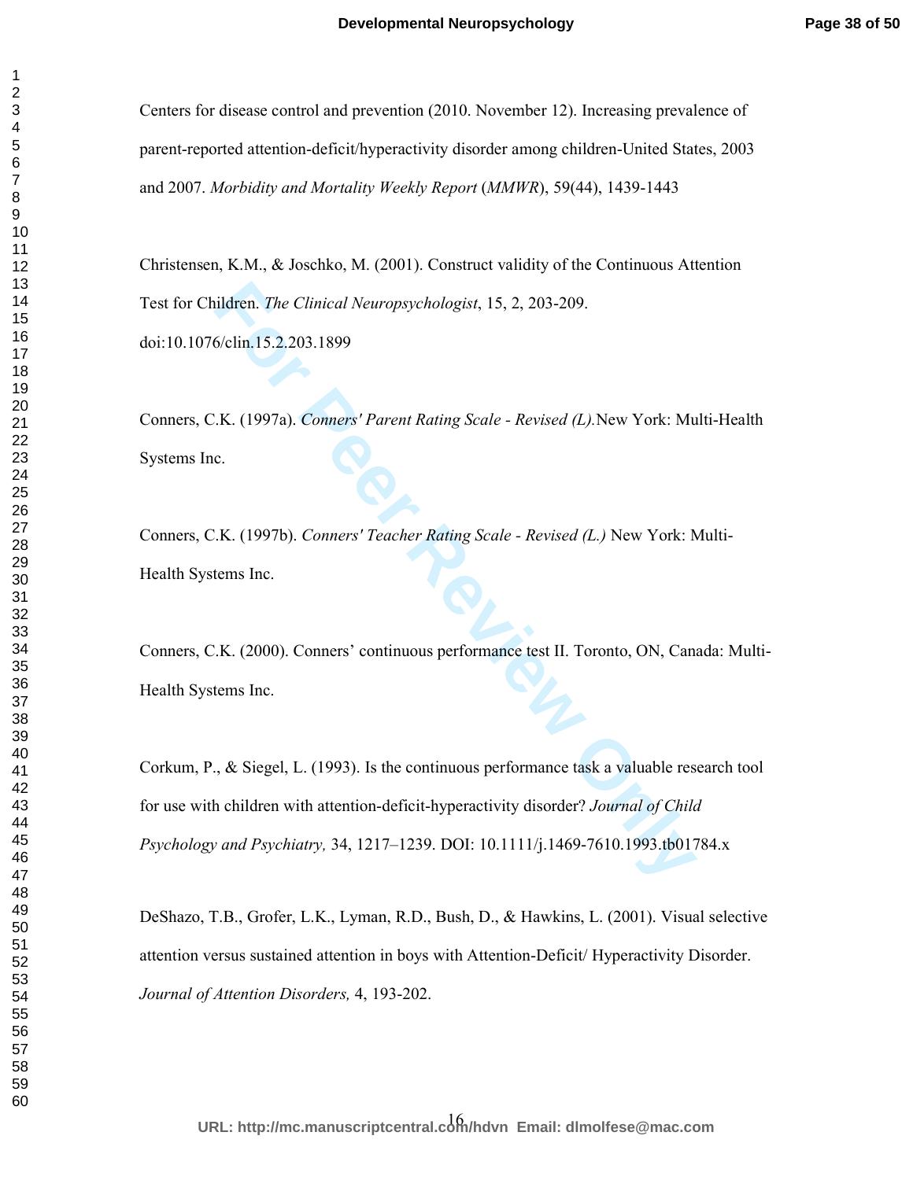Centers for disease control and prevention (2010. November 12). Increasing prevalence of parent-reported attention-deficit/hyperactivity disorder among children-United States, 2003 and 2007. *Morbidity and Mortality Weekly Report* (*MMWR*), 59(44), 1439-1443

Christensen, K.M., & Joschko, M. (2001). Construct validity of the Continuous Attention Test for Children. *The Clinical Neuropsychologist*, 15, 2, 203-209. doi:10.1076/clin.15.2.203.1899

Conners, C.K. (1997a). *Conners' Parent Rating Scale - Revised (L).*New York: Multi-Health Systems Inc.

Conners, C.K. (1997b). *Conners' Teacher Rating Scale - Revised (L.)* New York: Multi-Health Systems Inc.

Conners, C.K. (2000). Conners' continuous performance test II. Toronto, ON, Canada: Multi-Health Systems Inc.

Corkum, P., & Siegel, L. (1993). Is the continuous performance task a valuable research tool for use with children with attention-deficit-hyperactivity disorder? *Journal of Child Psychology and Psychiatry,* 34, 1217–1239. DOI: 10.1111/j.1469-7610.1993.tb01784.x

DeShazo, T.B., Grofer, L.K., Lyman, R.D., Bush, D., & Hawkins, L. (2001). Visual selective attention versus sustained attention in boys with Attention-Deficit/ Hyperactivity Disorder. *Journal of Attention Disorders,* 4, 193-202.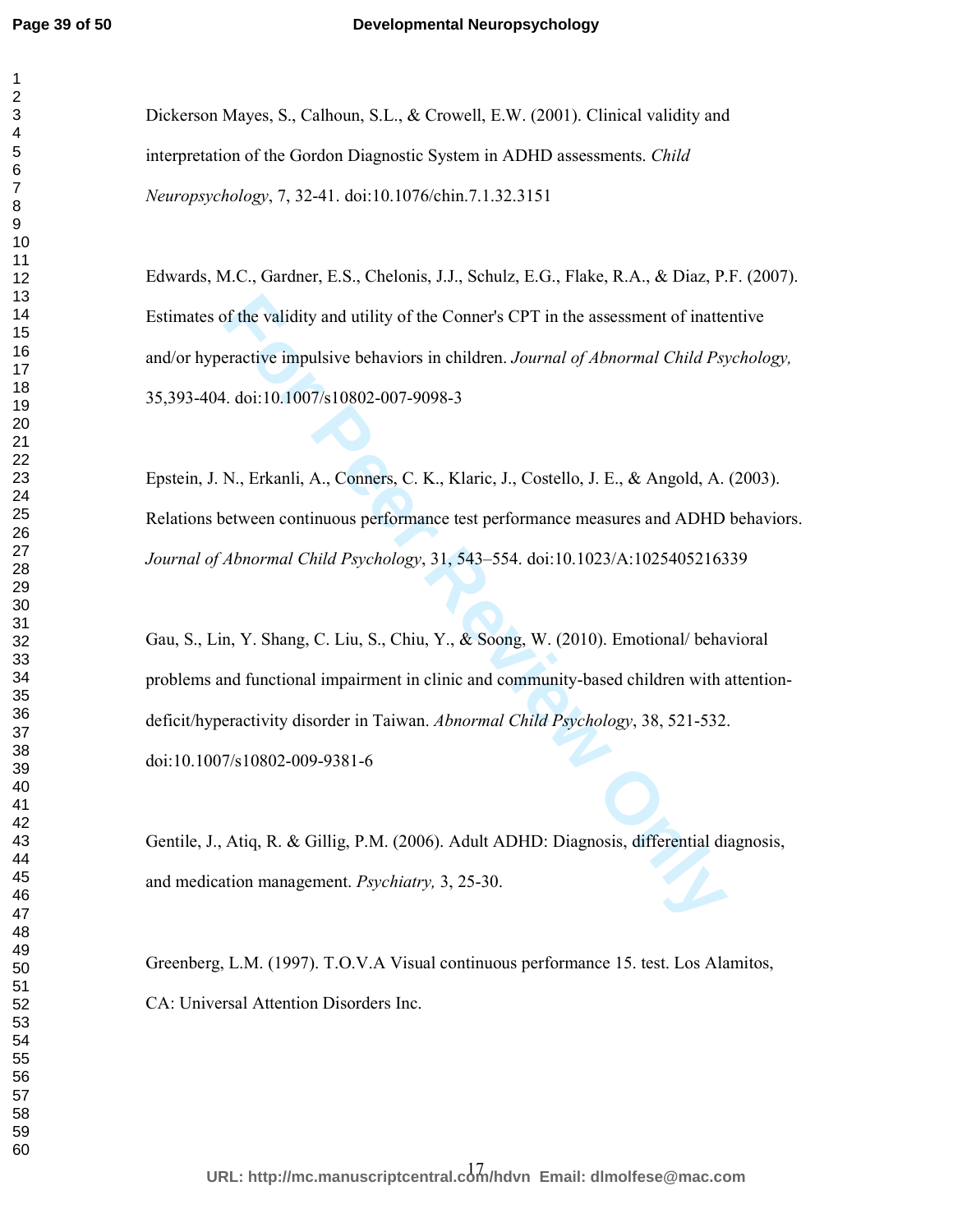Dickerson Mayes, S., Calhoun, S.L., & Crowell, E.W. (2001). Clinical validity and interpretation of the Gordon Diagnostic System in ADHD assessments. *Child Neuropsychology*, 7, 32-41. doi:10.1076/chin.7.1.32.3151

Edwards, M.C., Gardner, E.S., Chelonis, J.J., Schulz, E.G., Flake, R.A., & Diaz, P.F. (2007). Estimates of the validity and utility of the Conner's CPT in the assessment of inattentive and/or hyperactive impulsive behaviors in children. *Journal of Abnormal Child Psychology,* 35,393-404. doi:10.1007/s10802-007-9098-3

Epstein, J. N., Erkanli, A., Conners, C. K., Klaric, J., Costello, J. E., & Angold, A. (2003). Relations between continuous performance test performance measures and ADHD behaviors. *Journal of Abnormal Child Psychology*, 31, 543–554. doi:10.1023/A:1025405216339

Gau, S., Lin, Y. Shang, C. Liu, S., Chiu, Y., & Soong, W. (2010). Emotional/ behavioral problems and functional impairment in clinic and community-based children with attention-deficit/hyperactivity disorder in Taiwan. *Abnormal Child Psychology*, 38, 521-532. doi:10.1007/s10802-009-9381-6

Gentile, J., Atiq, R. & Gillig, P.M. (2006). Adult ADHD: Diagnosis, differential diagnosis, and medication management. *Psychiatry,* 3, 25-30.

Greenberg, L.M. (1997). T.O.V.A Visual continuous performance 15. test. Los Alamitos, CA: Universal Attention Disorders Inc.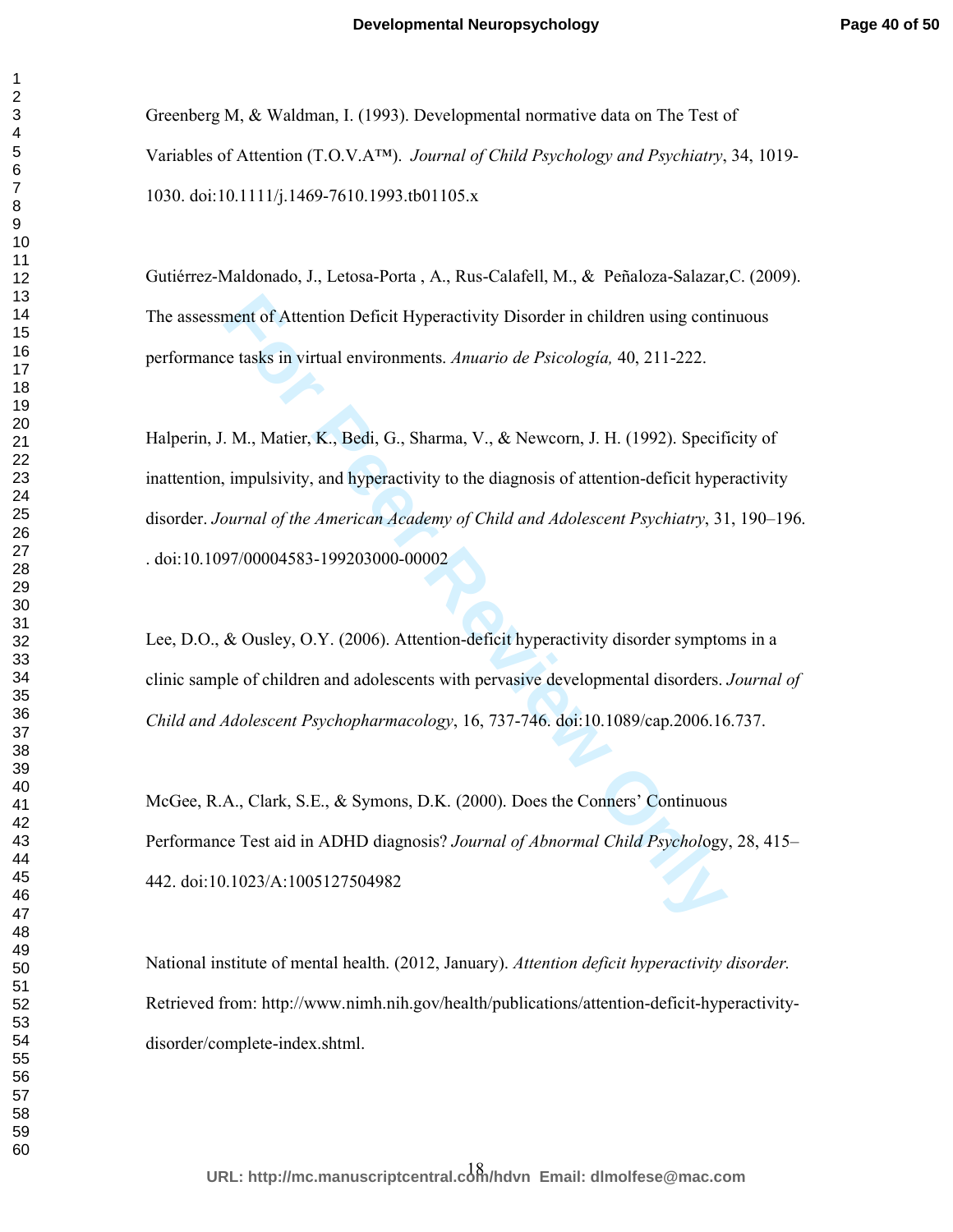Greenberg M, & Waldman, I. (1993). Developmental normative data on The Test of Variables of Attention (T.O.V.A™). *Journal of Child Psychology and Psychiatry*, 34, 1019-1030. doi:10.1111/j.1469-7610.1993.tb01105.x

Gutiérrez-Maldonado, J., Letosa-Porta , A., Rus-Calafell, M., & Peñaloza-Salazar,C. (2009). The assessment of Attention Deficit Hyperactivity Disorder in children using continuous performance tasks in virtual environments. *Anuario de Psicología,* 40, 211-222.

Halperin, J. M., Matier, K., Bedi, G., Sharma, V., & Newcorn, J. H. (1992). Specificity of inattention, impulsivity, and hyperactivity to the diagnosis of attention-deficit hyperactivity disorder. *Journal of the American Academy of Child and Adolescent Psychiatry*, 31, 190–196. . doi:10.1097/00004583-199203000-00002

Lee, D.O., & Ousley, O.Y. (2006). Attention-deficit hyperactivity disorder symptoms in a clinic sample of children and adolescents with pervasive developmental disorders. *Journal of Child and Adolescent Psychopharmacology*, 16, 737-746. doi:10.1089/cap.2006.16.737.

McGee, R.A., Clark, S.E., & Symons, D.K. (2000). Does the Conners' Continuous Performance Test aid in ADHD diagnosis? *Journal of Abnormal Child Psychology*, 28, 415–442. doi:10.1023/A:1005127504982

National institute of mental health. (2012, January). *Attention deficit hyperactivity disorder.* Retrieved from: http://www.nimh.nih.gov/health/publications/attention-deficit-hyperactivity-disorder/complete-index.shtml.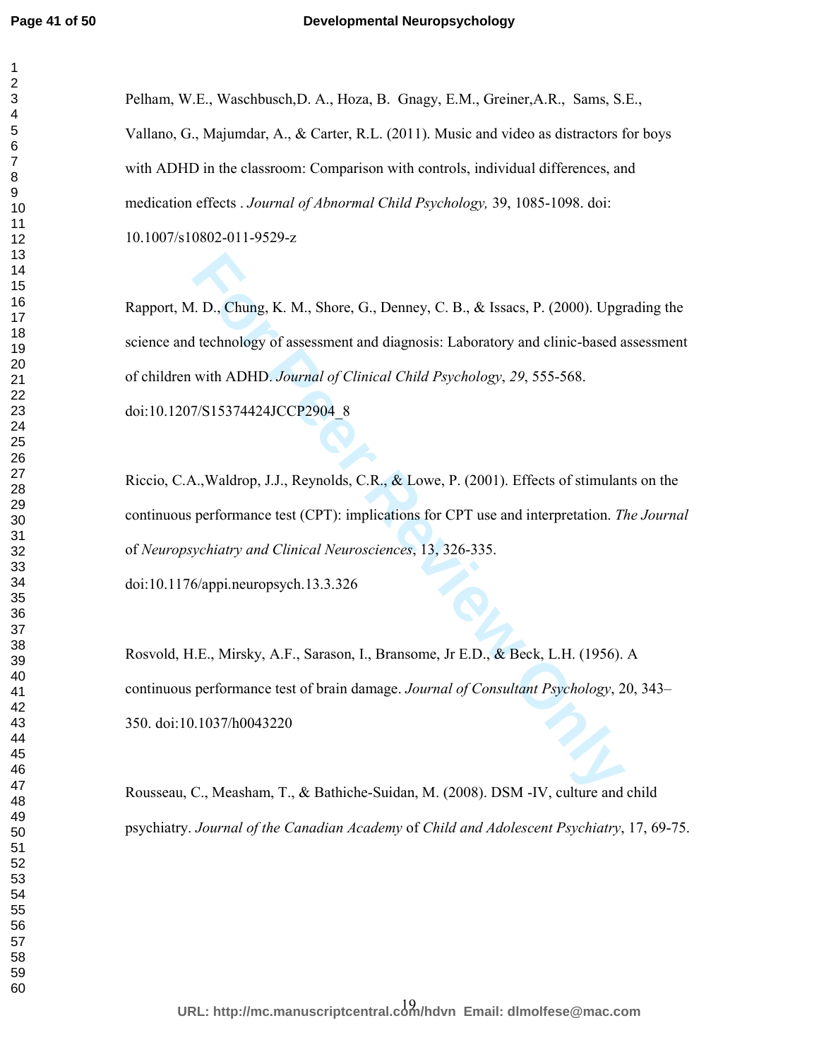Pelham, W.E., Waschbusch,D. A., Hoza, B.  Gnagy, E.M., Greiner,A.R.,  Sams, S.E., Vallano, G., Majumdar, A., & Carter, R.L. (2011). Music and video as distractors for boys with ADHD in the classroom: Comparison with controls, individual differences, and medication effects . *Journal of Abnormal Child Psychology,* 39, 1085-1098. doi: 10.1007/s10802-011-9529-z

Rapport, M. D., Chung, K. M., Shore, G., Denney, C. B., & Issacs, P. (2000). Upgrading the science and technology of assessment and diagnosis: Laboratory and clinic-based assessment of children with ADHD. *Journal of Clinical Child Psychology*, *29*, 555-568. doi:10.1207/S15374424JCCP2904_8

Riccio, C.A.,Waldrop, J.J., Reynolds, C.R., & Lowe, P. (2001). Effects of stimulants on the continuous performance test (CPT): implications for CPT use and interpretation. *The Journal* of *Neuropsychiatry and Clinical Neurosciences*, 13, 326-335. doi:10.1176/appi.neuropsych.13.3.326

Rosvold, H.E., Mirsky, A.F., Sarason, I., Bransome, Jr E.D., & Beck, L.H. (1956). A continuous performance test of brain damage. *Journal of Consultant Psychology*, 20, 343–350. doi:10.1037/h0043220

Rousseau, C., Measham, T., & Bathiche-Suidan, M. (2008). DSM -IV, culture and child psychiatry. *Journal of the Canadian Academy* of *Child and Adolescent Psychiatry*, 17, 69-75.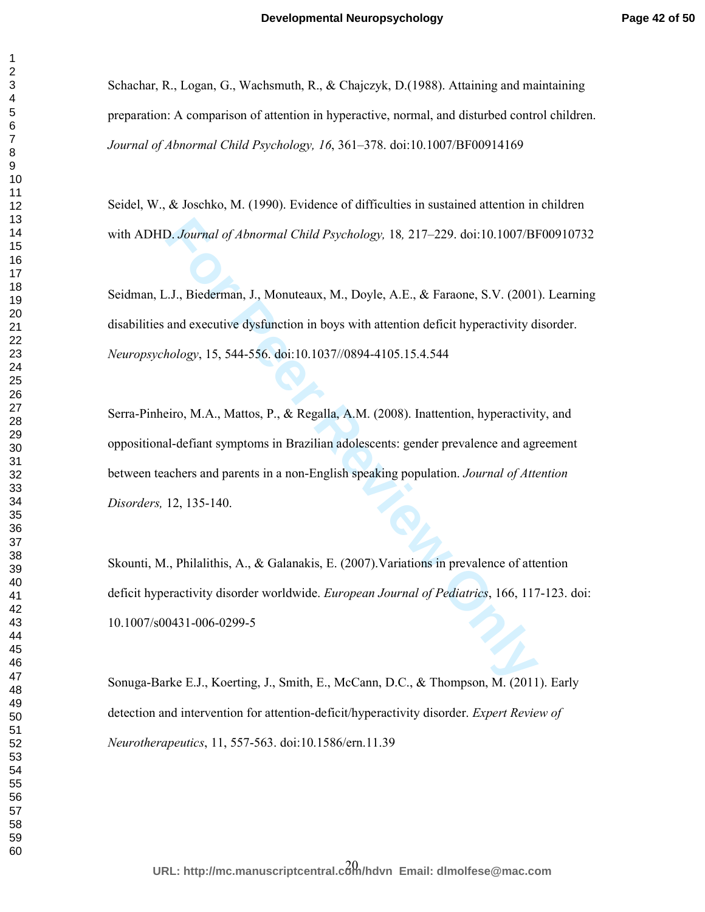Schachar, R., Logan, G., Wachsmuth, R., & Chajczyk, D.(1988). Attaining and maintaining preparation: A comparison of attention in hyperactive, normal, and disturbed control children. *Journal of Abnormal Child Psychology, 16*, 361–378. doi:10.1007/BF00914169

Seidel, W., & Joschko, M. (1990). Evidence of difficulties in sustained attention in children with ADHD. *Journal of Abnormal Child Psychology,* 18*,* 217–229. doi:10.1007/BF00910732

Seidman, L.J., Biederman, J., Monuteaux, M., Doyle, A.E., & Faraone, S.V. (2001). Learning disabilities and executive dysfunction in boys with attention deficit hyperactivity disorder. *Neuropsychology*, 15, 544-556. doi:10.1037//0894-4105.15.4.544

Serra-Pinheiro, M.A., Mattos, P., & Regalla, A.M. (2008). Inattention, hyperactivity, and oppositional-defiant symptoms in Brazilian adolescents: gender prevalence and agreement between teachers and parents in a non-English speaking population. *Journal of Attention Disorders,* 12, 135-140.

Skounti, M., Philalithis, A., & Galanakis, E. (2007).Variations in prevalence of attention deficit hyperactivity disorder worldwide. *European Journal of Pediatrics*, 166, 117-123. doi: 10.1007/s00431-006-0299-5

Sonuga-Barke E.J., Koerting, J., Smith, E., McCann, D.C., & Thompson, M. (2011). Early detection and intervention for attention-deficit/hyperactivity disorder. *Expert Review of Neurotherapeutics*, 11, 557-563. doi:10.1586/ern.11.39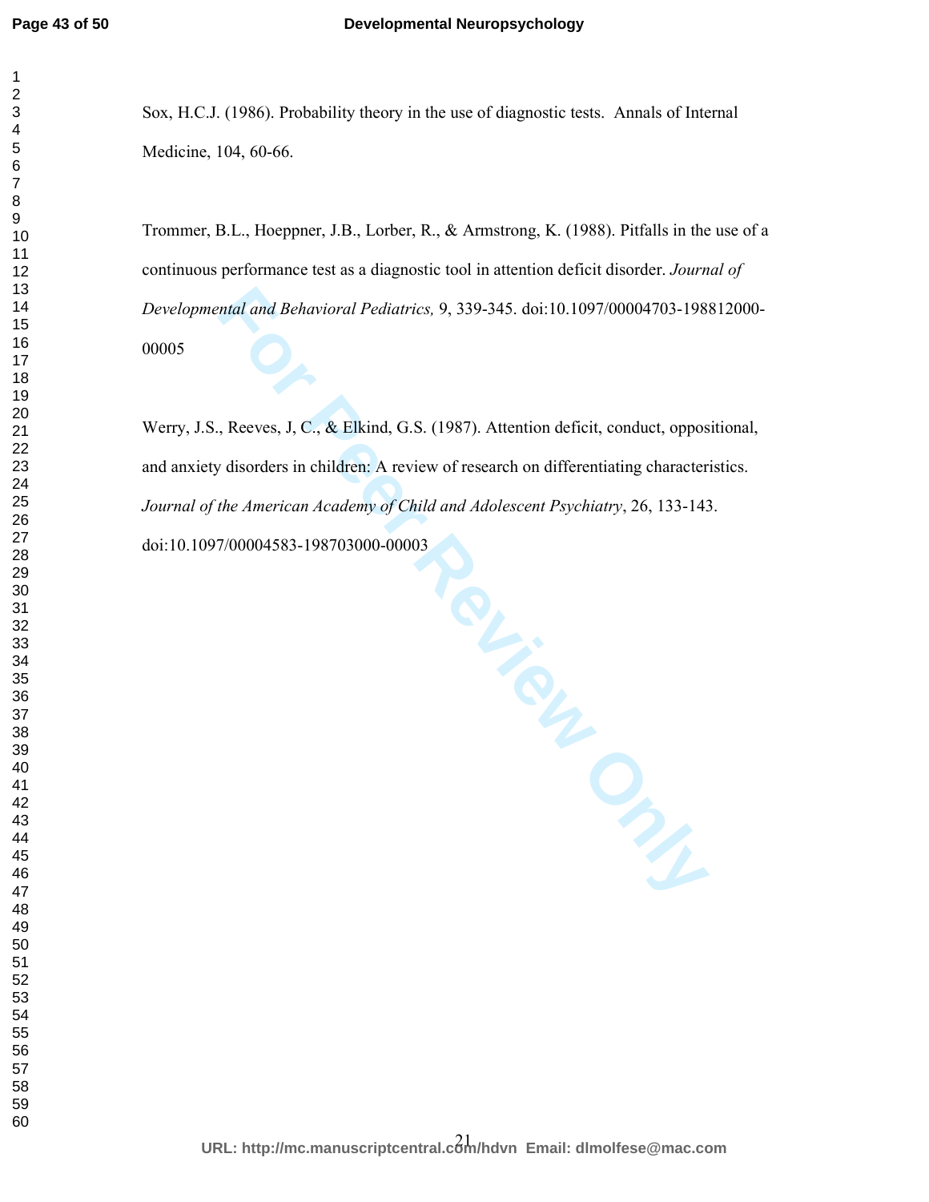Sox, H.C.J. (1986). Probability theory in the use of diagnostic tests. Annals of Internal Medicine, 104, 60-66.

Trommer, B.L., Hoeppner, J.B., Lorber, R., & Armstrong, K. (1988). Pitfalls in the use of a continuous performance test as a diagnostic tool in attention deficit disorder. *Journal of Developmental and Behavioral Pediatrics,* 9, 339-345. doi:10.1097/00004703-198812000-00005

Werry, J.S., Reeves, J, C., & Elkind, G.S. (1987). Attention deficit, conduct, oppositional, and anxiety disorders in children: A review of research on differentiating characteristics. *Journal of the American Academy of Child and Adolescent Psychiatry*, 26, 133-143. doi:10.1097/00004583-198703000-00003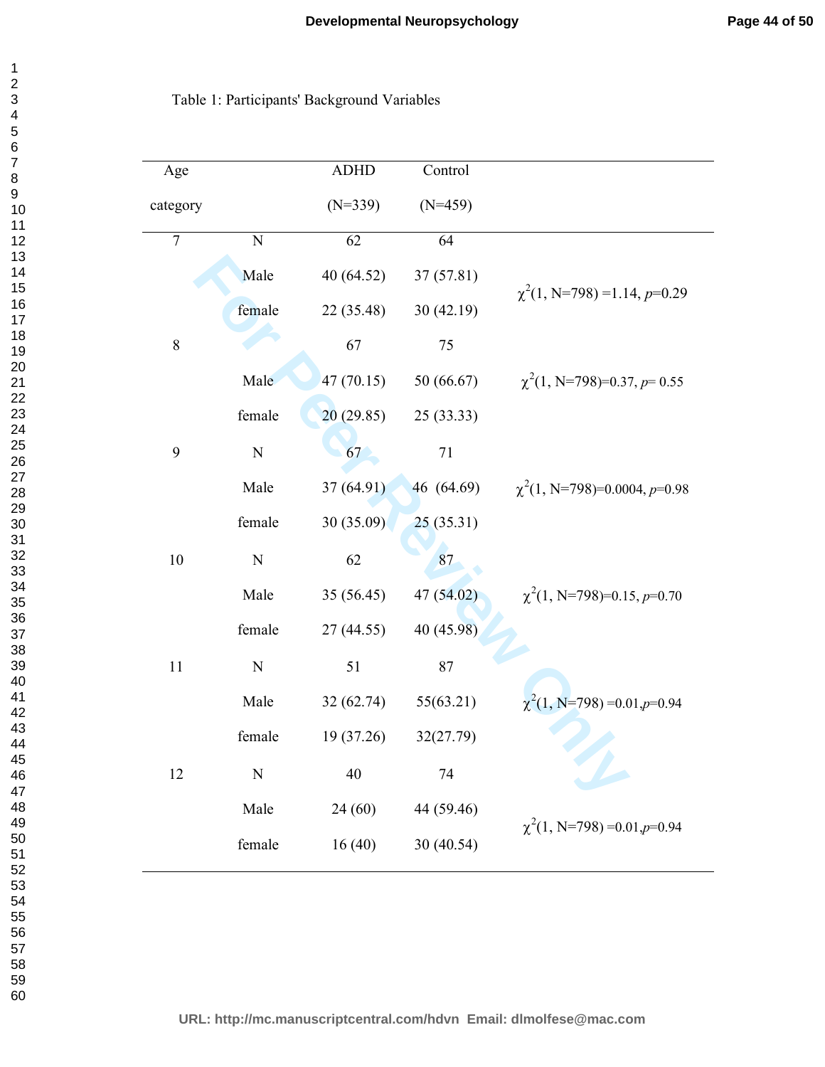Table 1: Participants' Background Variables

| Age category | | ADHD (N=339) | Control (N=459) | |
|---|---|---|---|---|
| 7 | N | 62 | 64 | |
| | Male | 40 (64.52) | 37 (57.81) | $\chi^2$(1, N=798) =1.14, *p*=0.29 |
| | female | 22 (35.48) | 30 (42.19) | |
| 8 | | 67 | 75 | |
| | Male | 47 (70.15) | 50 (66.67) | $\chi^2$(1, N=798)=0.37, *p*= 0.55 |
| | female | 20 (29.85) | 25 (33.33) | |
| 9 | N | 67 | 71 | |
| | Male | 37 (64.91) | 46 (64.69) | $\chi^2$(1, N=798)=0.0004, *p*=0.98 |
| | female | 30 (35.09) | 25 (35.31) | |
| 10 | N | 62 | 87 | |
| | Male | 35 (56.45) | 47 (54.02) | $\chi^2$(1, N=798)=0.15, *p*=0.70 |
| | female | 27 (44.55) | 40 (45.98) | |
| 11 | N | 51 | 87 | |
| | Male | 32 (62.74) | 55(63.21) | $\chi^2$(1, N=798) =0.01,*p*=0.94 |
| | female | 19 (37.26) | 32(27.79) | |
| 12 | N | 40 | 74 | |
| | Male | 24 (60) | 44 (59.46) | $\chi^2$(1, N=798) =0.01,*p*=0.94 |
| | female | 16 (40) | 30 (40.54) | |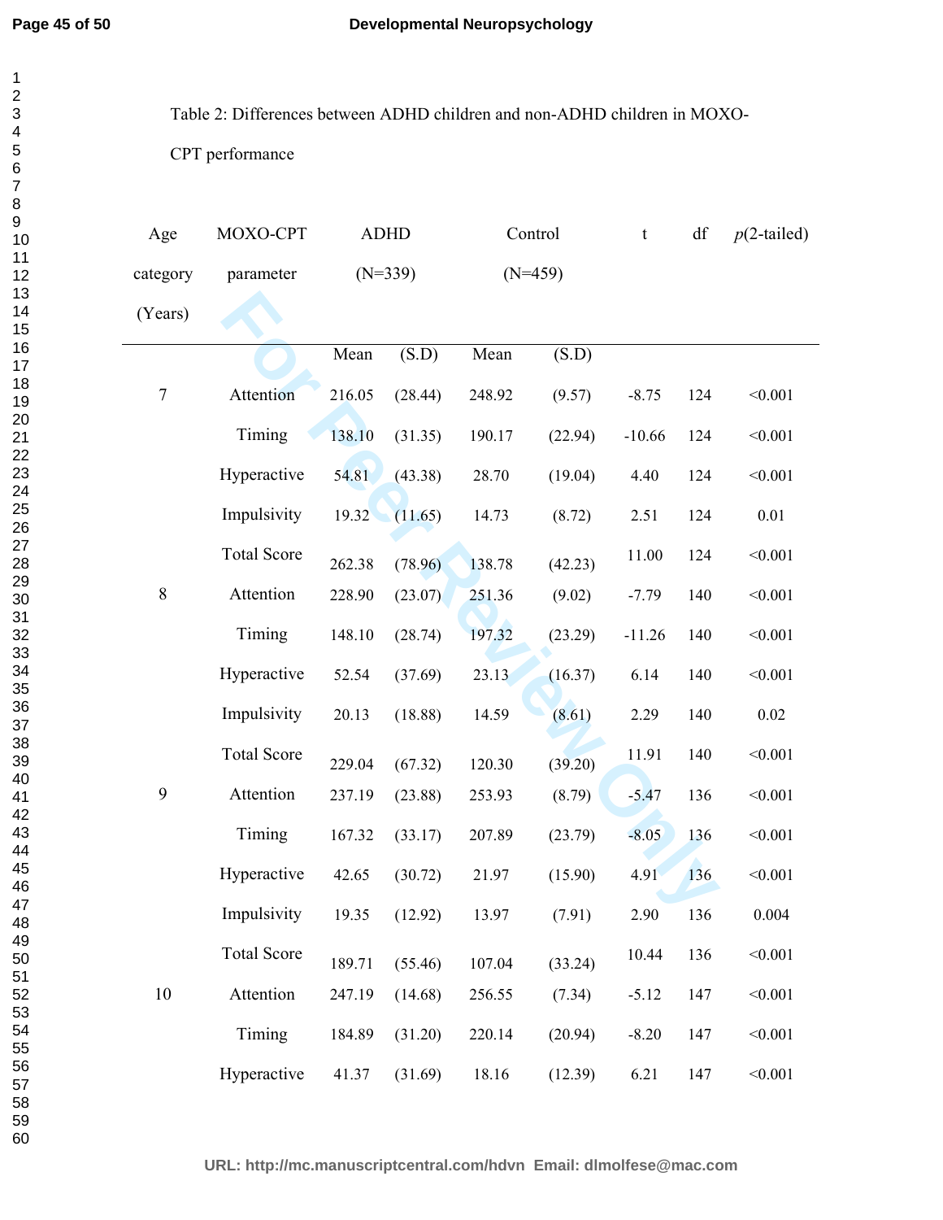Table 2: Differences between ADHD children and non-ADHD children in MOXO-CPT performance

| Age category (Years) | MOXO-CPT parameter | ADHD (N=339) | | Control (N=459) | | t | df | *p*(2-tailed) |
|---|---|---|---|---|---|---|---|---|
| | | Mean | (S.D) | Mean | (S.D) | | | |
| 7 | Attention | 216.05 | (28.44) | 248.92 | (9.57) | -8.75 | 124 | <0.001 |
| | Timing | 138.10 | (31.35) | 190.17 | (22.94) | -10.66 | 124 | <0.001 |
| | Hyperactive | 54.81 | (43.38) | 28.70 | (19.04) | 4.40 | 124 | <0.001 |
| | Impulsivity | 19.32 | (11.65) | 14.73 | (8.72) | 2.51 | 124 | 0.01 |
| | Total Score | 262.38 | (78.96) | 138.78 | (42.23) | 11.00 | 124 | <0.001 |
| 8 | Attention | 228.90 | (23.07) | 251.36 | (9.02) | -7.79 | 140 | <0.001 |
| | Timing | 148.10 | (28.74) | 197.32 | (23.29) | -11.26 | 140 | <0.001 |
| | Hyperactive | 52.54 | (37.69) | 23.13 | (16.37) | 6.14 | 140 | <0.001 |
| | Impulsivity | 20.13 | (18.88) | 14.59 | (8.61) | 2.29 | 140 | 0.02 |
| | Total Score | 229.04 | (67.32) | 120.30 | (39.20) | 11.91 | 140 | <0.001 |
| 9 | Attention | 237.19 | (23.88) | 253.93 | (8.79) | -5.47 | 136 | <0.001 |
| | Timing | 167.32 | (33.17) | 207.89 | (23.79) | -8.05 | 136 | <0.001 |
| | Hyperactive | 42.65 | (30.72) | 21.97 | (15.90) | 4.91 | 136 | <0.001 |
| | Impulsivity | 19.35 | (12.92) | 13.97 | (7.91) | 2.90 | 136 | 0.004 |
| | Total Score | 189.71 | (55.46) | 107.04 | (33.24) | 10.44 | 136 | <0.001 |
| 10 | Attention | 247.19 | (14.68) | 256.55 | (7.34) | -5.12 | 147 | <0.001 |
| | Timing | 184.89 | (31.20) | 220.14 | (20.94) | -8.20 | 147 | <0.001 |
| | Hyperactive | 41.37 | (31.69) | 18.16 | (12.39) | 6.21 | 147 | <0.001 |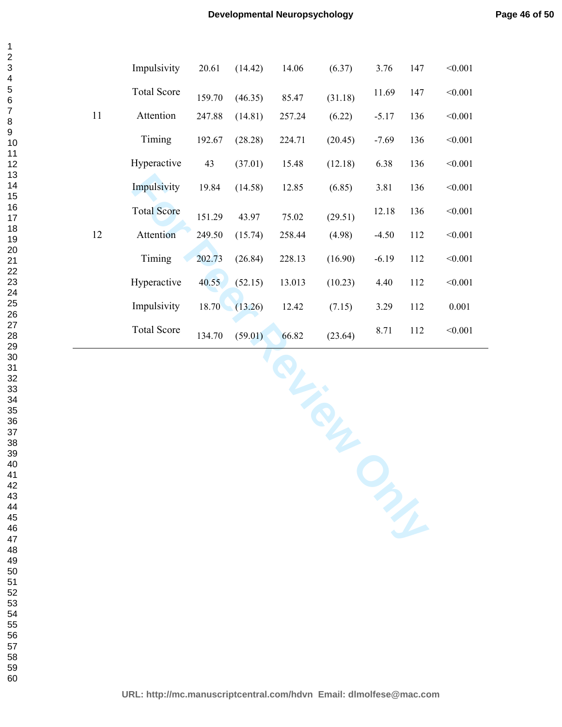|  |  |  |  |  |  |  |  |  |
|---|---|---|---|---|---|---|---|---|
|  | Impulsivity | 20.61 | (14.42) | 14.06 | (6.37) | 3.76 | 147 | <0.001 |
|  | Total Score | 159.70 | (46.35) | 85.47 | (31.18) | 11.69 | 147 | <0.001 |
| 11 | Attention | 247.88 | (14.81) | 257.24 | (6.22) | -5.17 | 136 | <0.001 |
|  | Timing | 192.67 | (28.28) | 224.71 | (20.45) | -7.69 | 136 | <0.001 |
|  | Hyperactive | 43 | (37.01) | 15.48 | (12.18) | 6.38 | 136 | <0.001 |
|  | Impulsivity | 19.84 | (14.58) | 12.85 | (6.85) | 3.81 | 136 | <0.001 |
|  | Total Score | 151.29 | 43.97 | 75.02 | (29.51) | 12.18 | 136 | <0.001 |
| 12 | Attention | 249.50 | (15.74) | 258.44 | (4.98) | -4.50 | 112 | <0.001 |
|  | Timing | 202.73 | (26.84) | 228.13 | (16.90) | -6.19 | 112 | <0.001 |
|  | Hyperactive | 40.55 | (52.15) | 13.013 | (10.23) | 4.40 | 112 | <0.001 |
|  | Impulsivity | 18.70 | (13.26) | 12.42 | (7.15) | 3.29 | 112 | 0.001 |
|  | Total Score | 134.70 | (59.01) | 66.82 | (23.64) | 8.71 | 112 | <0.001 |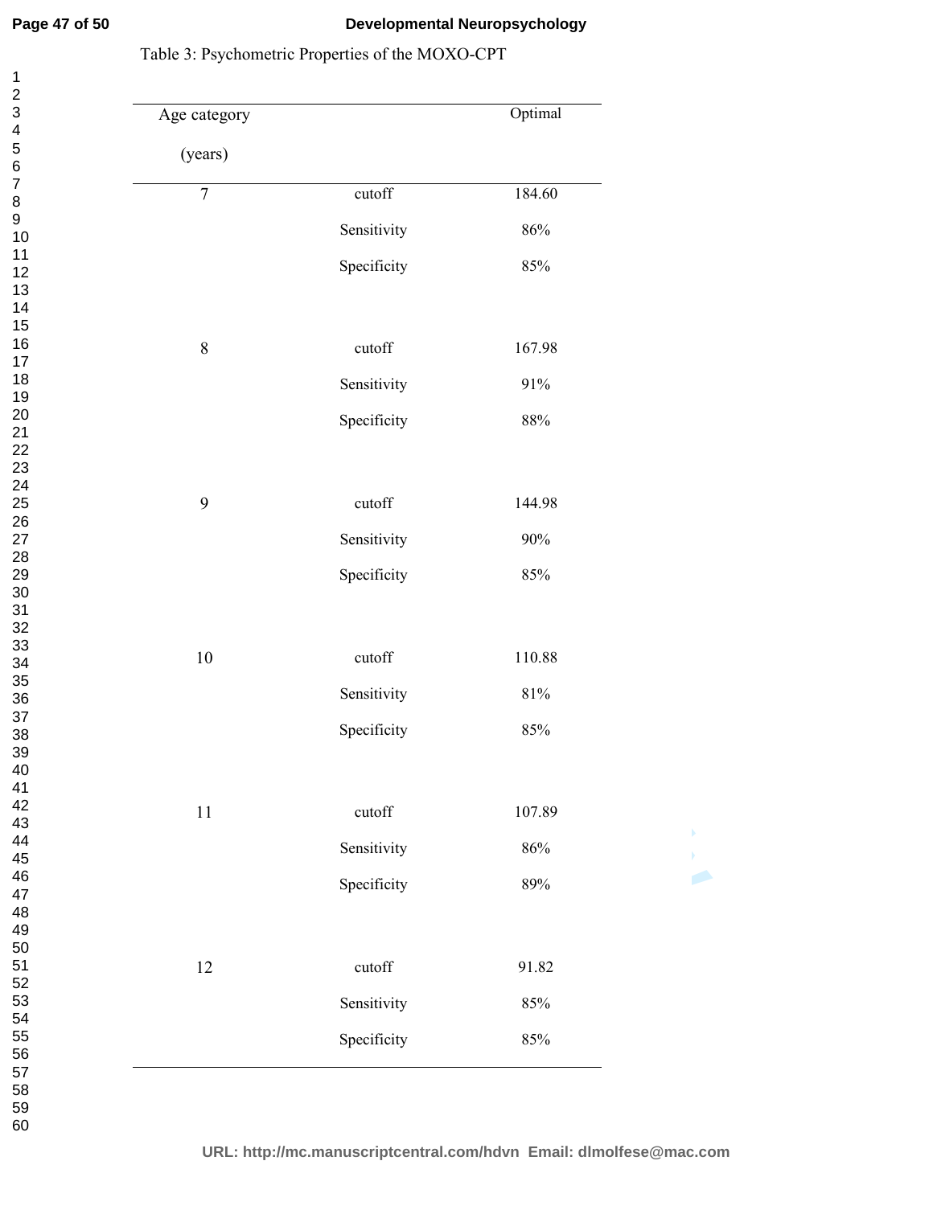Table 3: Psychometric Properties of the MOXO-CPT

| Age category (years) | | Optimal |
|---|---|---|
| 7 | cutoff | 184.60 |
| | Sensitivity | 86% |
| | Specificity | 85% |
| 8 | cutoff | 167.98 |
| | Sensitivity | 91% |
| | Specificity | 88% |
| 9 | cutoff | 144.98 |
| | Sensitivity | 90% |
| | Specificity | 85% |
| 10 | cutoff | 110.88 |
| | Sensitivity | 81% |
| | Specificity | 85% |
| 11 | cutoff | 107.89 |
| | Sensitivity | 86% |
| | Specificity | 89% |
| 12 | cutoff | 91.82 |
| | Sensitivity | 85% |
| | Specificity | 85% |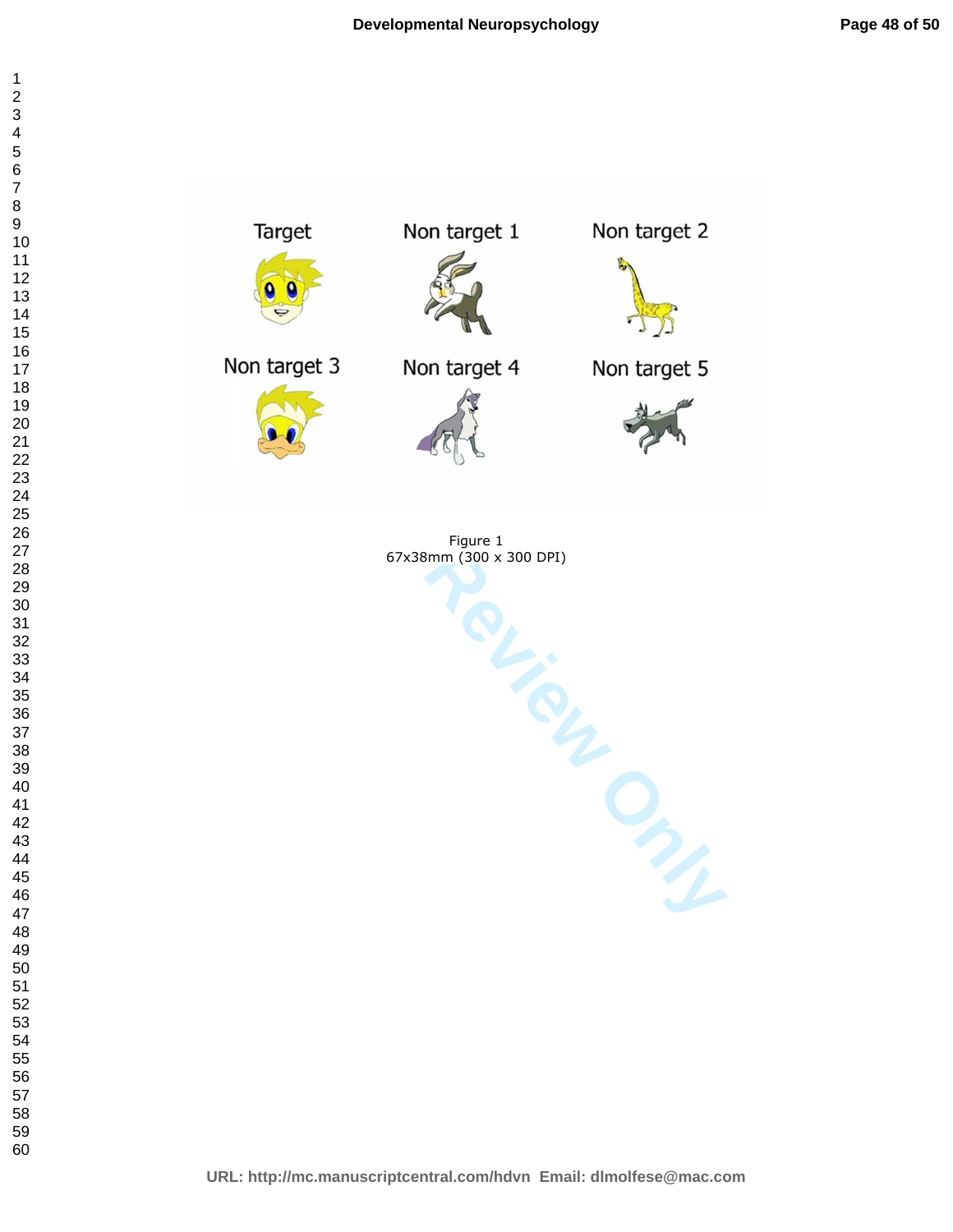Target

Non target 1

Non target 2

Non target 3

Non target 4

Non target 5

Figure 1
67x38mm (300 x 300 DPI)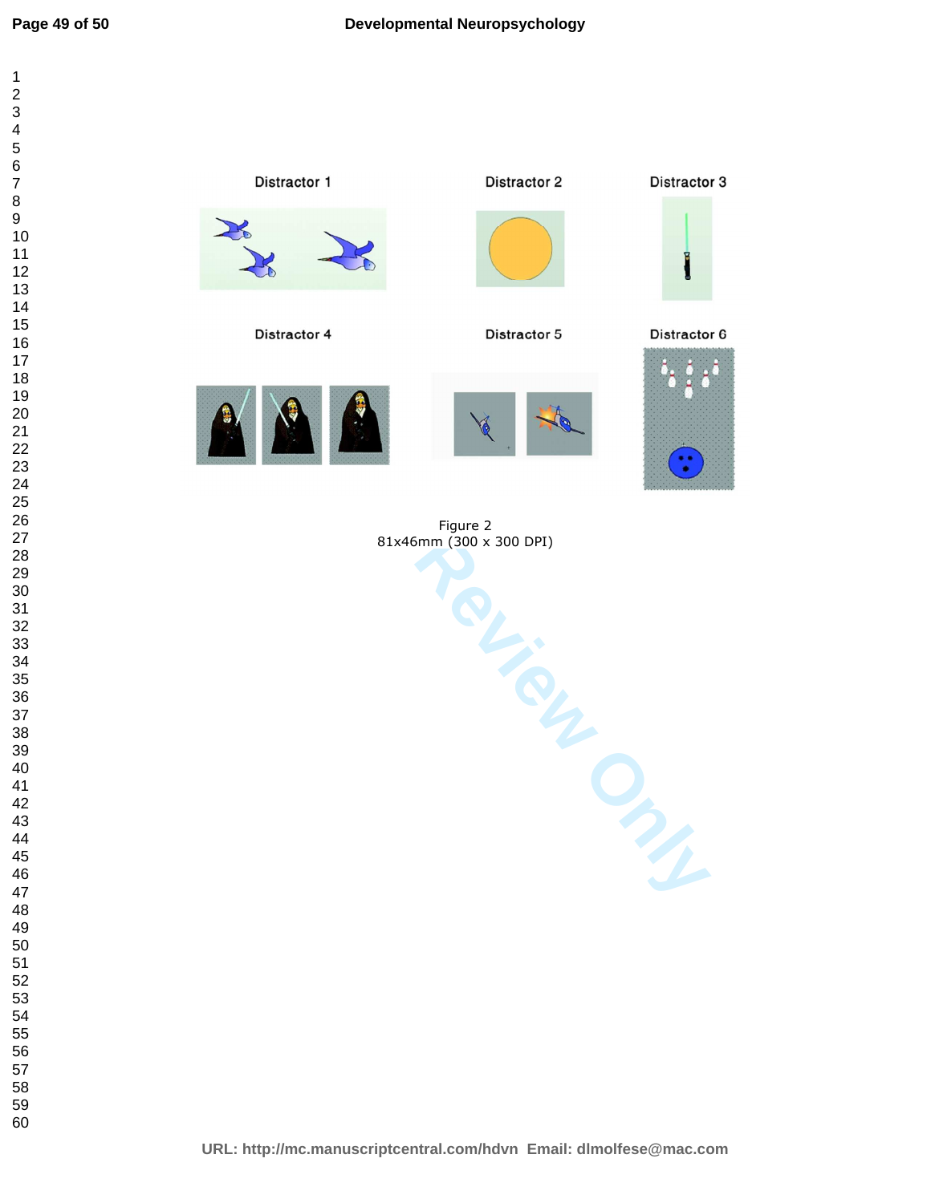Distractor 1

Distractor 2

Distractor 3

Distractor 4

Distractor 5

Distractor 6

Figure 2
81x46mm (300 x 300 DPI)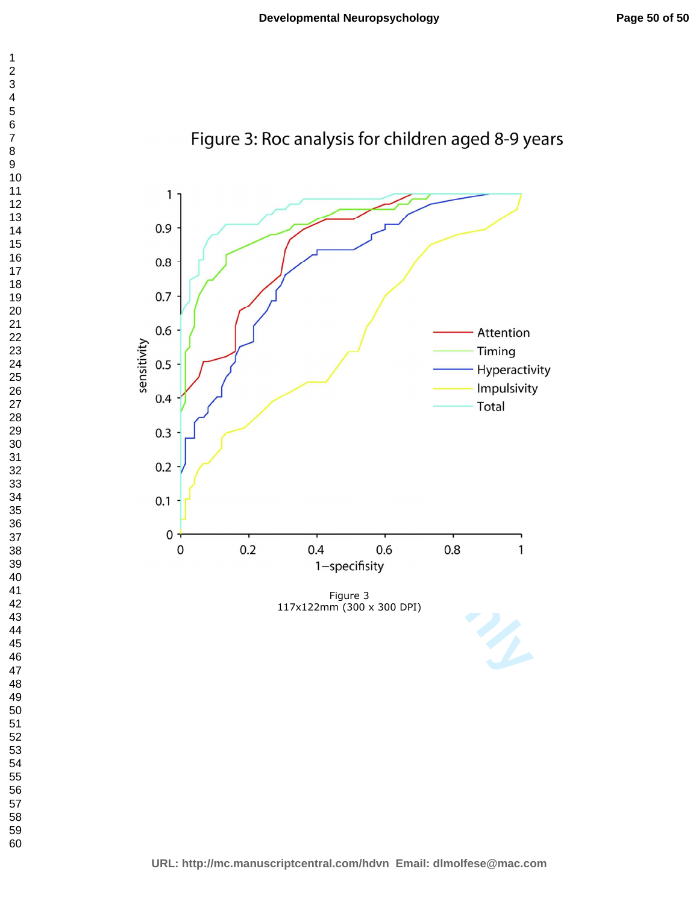Figure 3: Roc analysis for children aged 8-9 years

sensitivity

1
0.9
0.8
0.7
0.6
0.5
0.4
0.3
0.2
0.1
0

0
0.2
0.4
0.6
0.8
1

1−specifisity

Attention
Timing
Hyperactivity
Impulsivity
Total

Figure 3
117x122mm (300 x 300 DPI)